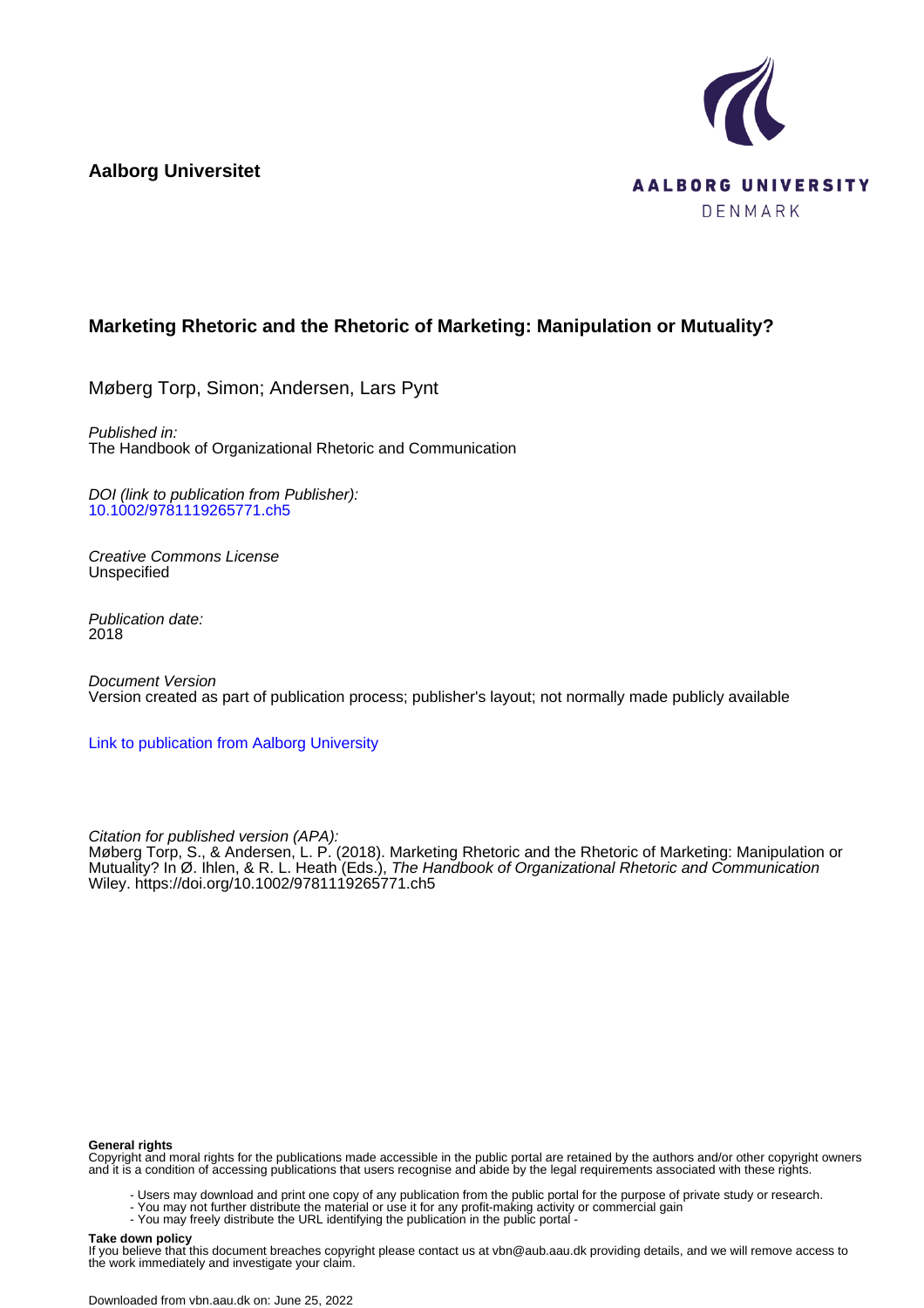**Aalborg Universitet**

AALBORG UNIVERSITY
DENMARK

# Marketing Rhetoric and the Rhetoric of Marketing: Manipulation or Mutuality?

Møberg Torp, Simon; Andersen, Lars Pynt

*Published in:*
The Handbook of Organizational Rhetoric and Communication

*DOI (link to publication from Publisher):*
[10.1002/9781119265771.ch5](https://doi.org/10.1002/9781119265771.ch5)

*Creative Commons License*
Unspecified

*Publication date:*
2018

*Document Version*
Version created as part of publication process; publisher's layout; not normally made publicly available

[Link to publication from Aalborg University](#)

*Citation for published version (APA):*
Møberg Torp, S., & Andersen, L. P. (2018). Marketing Rhetoric and the Rhetoric of Marketing: Manipulation or Mutuality? In Ø. Ihlen, & R. L. Heath (Eds.), *The Handbook of Organizational Rhetoric and Communication* Wiley. https://doi.org/10.1002/9781119265771.ch5

**General rights**
Copyright and moral rights for the publications made accessible in the public portal are retained by the authors and/or other copyright owners and it is a condition of accessing publications that users recognise and abide by the legal requirements associated with these rights.

- Users may download and print one copy of any publication from the public portal for the purpose of private study or research.
- You may not further distribute the material or use it for any profit-making activity or commercial gain
- You may freely distribute the URL identifying the publication in the public portal -

**Take down policy**
If you believe that this document breaches copyright please contact us at vbn@aub.aau.dk providing details, and we will remove access to the work immediately and investigate your claim.

Downloaded from vbn.aau.dk on: June 25, 2022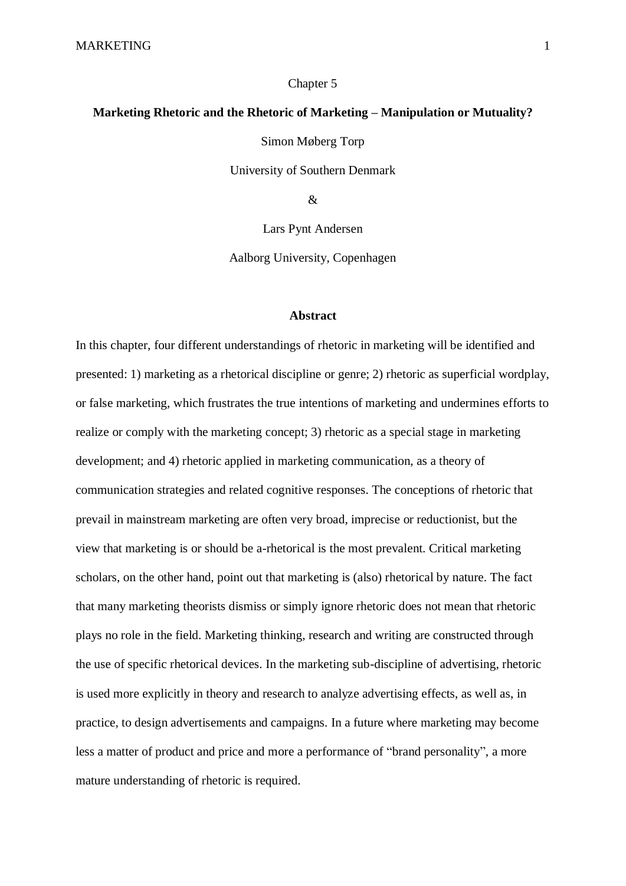Chapter 5

# Marketing Rhetoric and the Rhetoric of Marketing – Manipulation or Mutuality?

Simon Møberg Torp

University of Southern Denmark

&

Lars Pynt Andersen

Aalborg University, Copenhagen

## Abstract

In this chapter, four different understandings of rhetoric in marketing will be identified and presented: 1) marketing as a rhetorical discipline or genre; 2) rhetoric as superficial wordplay, or false marketing, which frustrates the true intentions of marketing and undermines efforts to realize or comply with the marketing concept; 3) rhetoric as a special stage in marketing development; and 4) rhetoric applied in marketing communication, as a theory of communication strategies and related cognitive responses. The conceptions of rhetoric that prevail in mainstream marketing are often very broad, imprecise or reductionist, but the view that marketing is or should be a-rhetorical is the most prevalent. Critical marketing scholars, on the other hand, point out that marketing is (also) rhetorical by nature. The fact that many marketing theorists dismiss or simply ignore rhetoric does not mean that rhetoric plays no role in the field. Marketing thinking, research and writing are constructed through the use of specific rhetorical devices. In the marketing sub-discipline of advertising, rhetoric is used more explicitly in theory and research to analyze advertising effects, as well as, in practice, to design advertisements and campaigns. In a future where marketing may become less a matter of product and price and more a performance of "brand personality", a more mature understanding of rhetoric is required.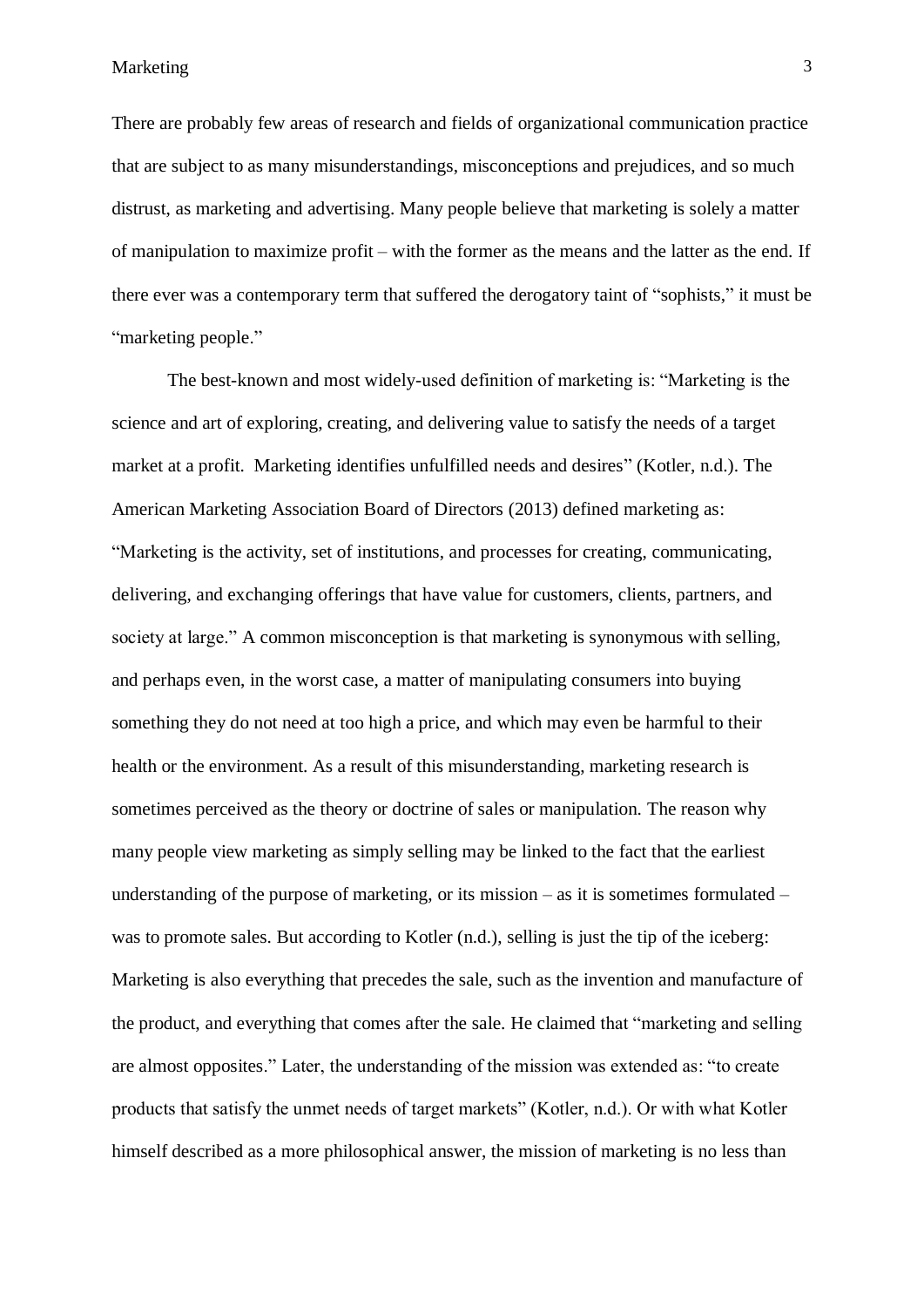There are probably few areas of research and fields of organizational communication practice that are subject to as many misunderstandings, misconceptions and prejudices, and so much distrust, as marketing and advertising. Many people believe that marketing is solely a matter of manipulation to maximize profit – with the former as the means and the latter as the end. If there ever was a contemporary term that suffered the derogatory taint of "sophists," it must be "marketing people."

The best-known and most widely-used definition of marketing is: "Marketing is the science and art of exploring, creating, and delivering value to satisfy the needs of a target market at a profit. Marketing identifies unfulfilled needs and desires" (Kotler, n.d.). The American Marketing Association Board of Directors (2013) defined marketing as: "Marketing is the activity, set of institutions, and processes for creating, communicating, delivering, and exchanging offerings that have value for customers, clients, partners, and society at large." A common misconception is that marketing is synonymous with selling, and perhaps even, in the worst case, a matter of manipulating consumers into buying something they do not need at too high a price, and which may even be harmful to their health or the environment. As a result of this misunderstanding, marketing research is sometimes perceived as the theory or doctrine of sales or manipulation. The reason why many people view marketing as simply selling may be linked to the fact that the earliest understanding of the purpose of marketing, or its mission – as it is sometimes formulated – was to promote sales. But according to Kotler (n.d.), selling is just the tip of the iceberg: Marketing is also everything that precedes the sale, such as the invention and manufacture of the product, and everything that comes after the sale. He claimed that "marketing and selling are almost opposites." Later, the understanding of the mission was extended as: "to create products that satisfy the unmet needs of target markets" (Kotler, n.d.). Or with what Kotler himself described as a more philosophical answer, the mission of marketing is no less than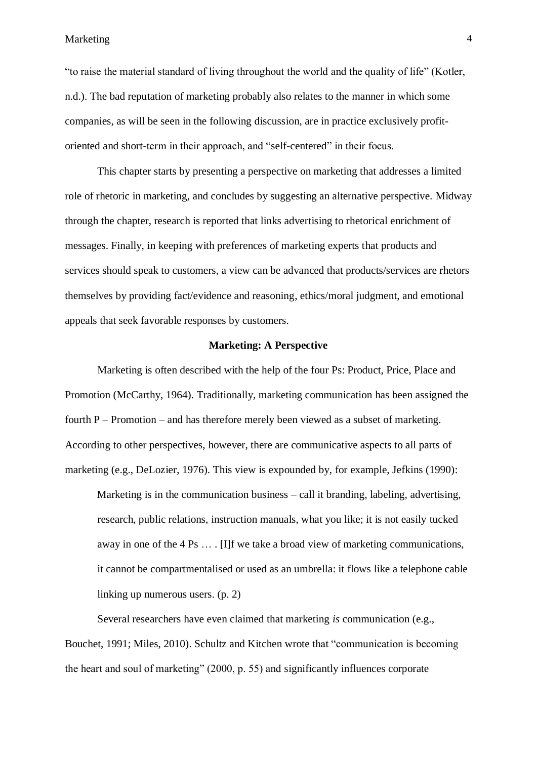"to raise the material standard of living throughout the world and the quality of life" (Kotler, n.d.). The bad reputation of marketing probably also relates to the manner in which some companies, as will be seen in the following discussion, are in practice exclusively profit-oriented and short-term in their approach, and "self-centered" in their focus.

This chapter starts by presenting a perspective on marketing that addresses a limited role of rhetoric in marketing, and concludes by suggesting an alternative perspective. Midway through the chapter, research is reported that links advertising to rhetorical enrichment of messages. Finally, in keeping with preferences of marketing experts that products and services should speak to customers, a view can be advanced that products/services are rhetors themselves by providing fact/evidence and reasoning, ethics/moral judgment, and emotional appeals that seek favorable responses by customers.

## Marketing: A Perspective

Marketing is often described with the help of the four Ps: Product, Price, Place and Promotion (McCarthy, 1964). Traditionally, marketing communication has been assigned the fourth P – Promotion – and has therefore merely been viewed as a subset of marketing. According to other perspectives, however, there are communicative aspects to all parts of marketing (e.g., DeLozier, 1976). This view is expounded by, for example, Jefkins (1990):

> Marketing is in the communication business – call it branding, labeling, advertising, research, public relations, instruction manuals, what you like; it is not easily tucked away in one of the 4 Ps … . [I]f we take a broad view of marketing communications, it cannot be compartmentalised or used as an umbrella: it flows like a telephone cable linking up numerous users. (p. 2)

Several researchers have even claimed that marketing *is* communication (e.g., Bouchet, 1991; Miles, 2010). Schultz and Kitchen wrote that "communication is becoming the heart and soul of marketing" (2000, p. 55) and significantly influences corporate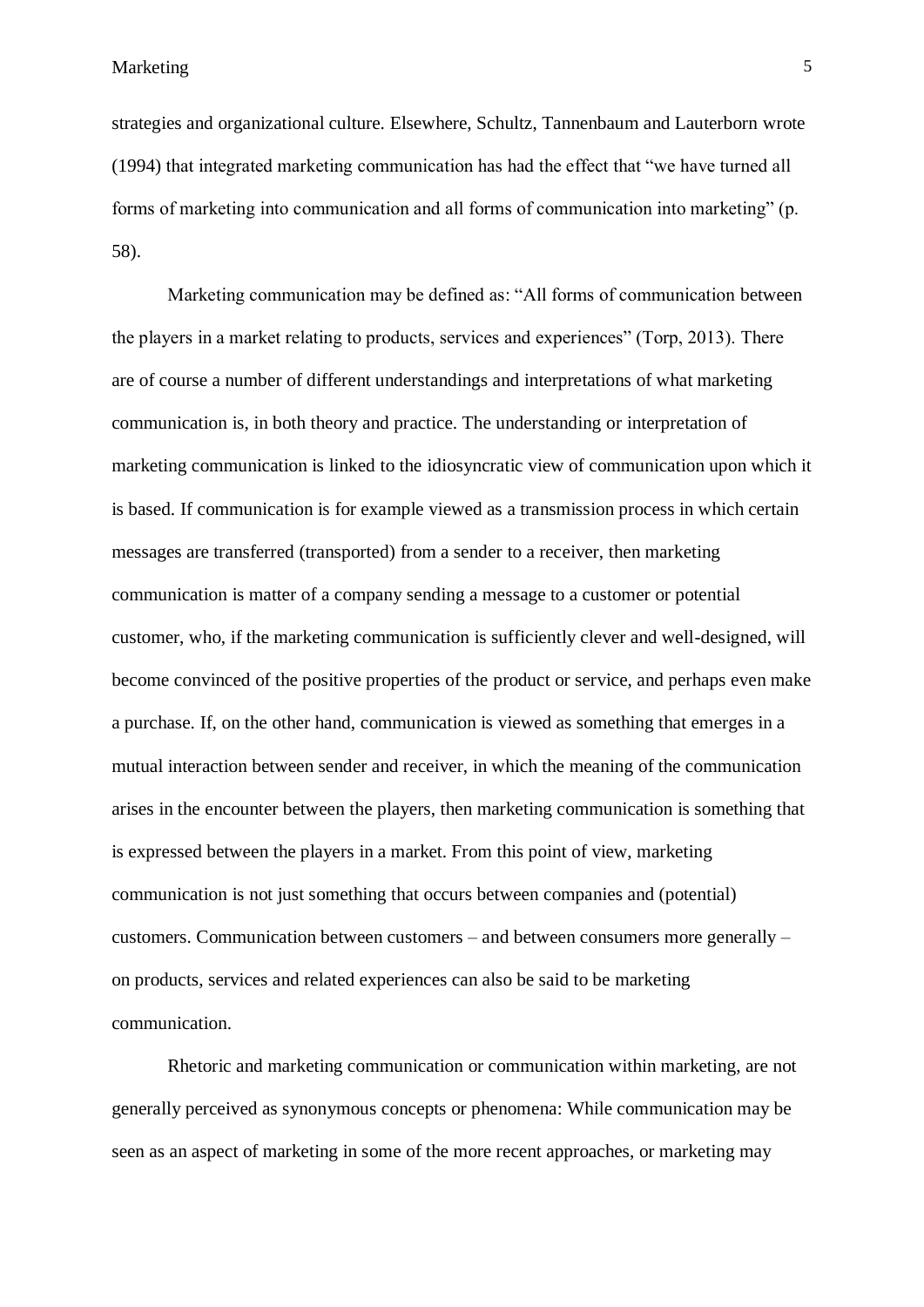strategies and organizational culture. Elsewhere, Schultz, Tannenbaum and Lauterborn wrote (1994) that integrated marketing communication has had the effect that "we have turned all forms of marketing into communication and all forms of communication into marketing" (p. 58).

Marketing communication may be defined as: "All forms of communication between the players in a market relating to products, services and experiences" (Torp, 2013). There are of course a number of different understandings and interpretations of what marketing communication is, in both theory and practice. The understanding or interpretation of marketing communication is linked to the idiosyncratic view of communication upon which it is based. If communication is for example viewed as a transmission process in which certain messages are transferred (transported) from a sender to a receiver, then marketing communication is matter of a company sending a message to a customer or potential customer, who, if the marketing communication is sufficiently clever and well-designed, will become convinced of the positive properties of the product or service, and perhaps even make a purchase. If, on the other hand, communication is viewed as something that emerges in a mutual interaction between sender and receiver, in which the meaning of the communication arises in the encounter between the players, then marketing communication is something that is expressed between the players in a market. From this point of view, marketing communication is not just something that occurs between companies and (potential) customers. Communication between customers – and between consumers more generally – on products, services and related experiences can also be said to be marketing communication.

Rhetoric and marketing communication or communication within marketing, are not generally perceived as synonymous concepts or phenomena: While communication may be seen as an aspect of marketing in some of the more recent approaches, or marketing may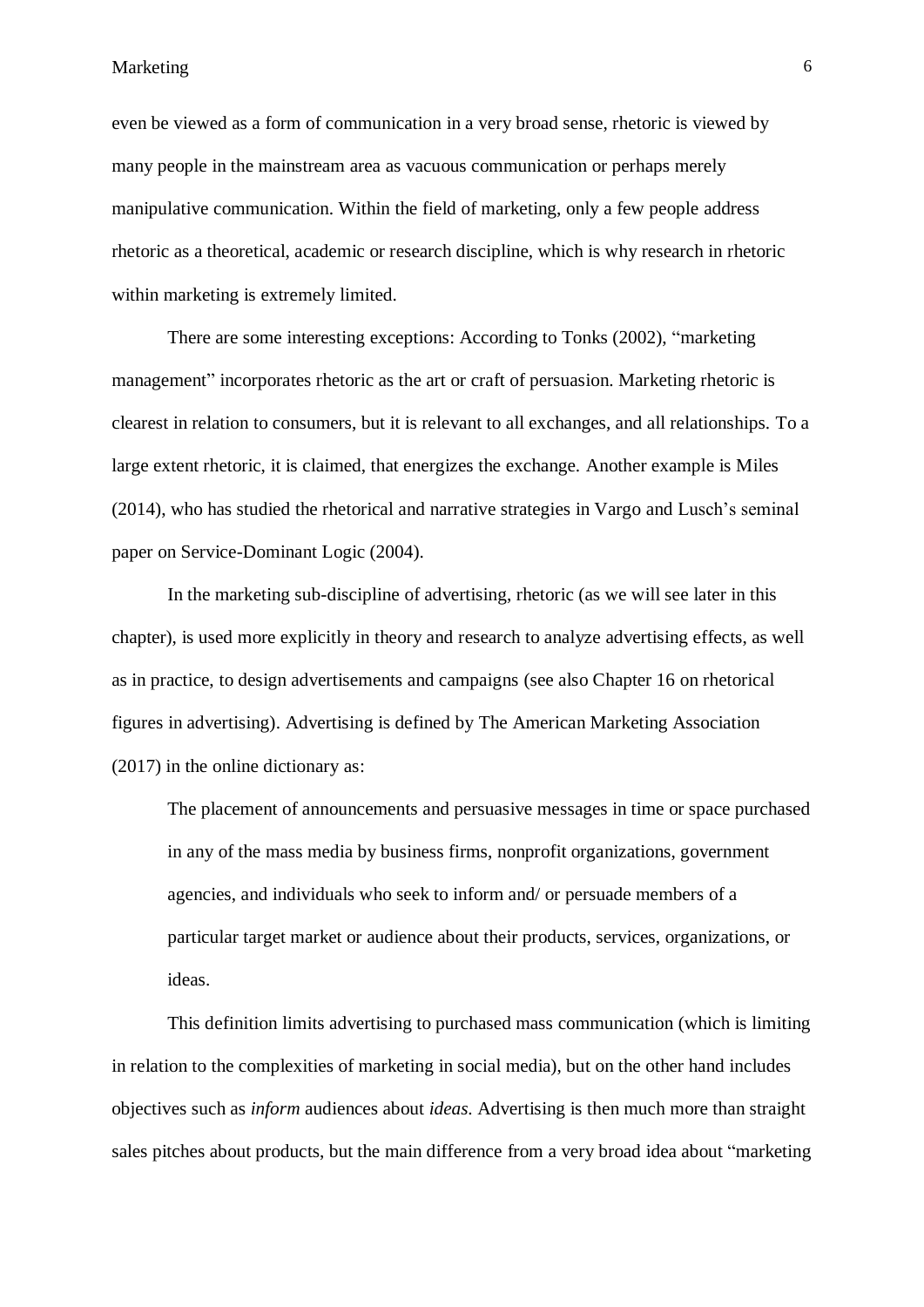even be viewed as a form of communication in a very broad sense, rhetoric is viewed by many people in the mainstream area as vacuous communication or perhaps merely manipulative communication. Within the field of marketing, only a few people address rhetoric as a theoretical, academic or research discipline, which is why research in rhetoric within marketing is extremely limited.

There are some interesting exceptions: According to Tonks (2002), "marketing management" incorporates rhetoric as the art or craft of persuasion. Marketing rhetoric is clearest in relation to consumers, but it is relevant to all exchanges, and all relationships. To a large extent rhetoric, it is claimed, that energizes the exchange. Another example is Miles (2014), who has studied the rhetorical and narrative strategies in Vargo and Lusch's seminal paper on Service-Dominant Logic (2004).

In the marketing sub-discipline of advertising, rhetoric (as we will see later in this chapter), is used more explicitly in theory and research to analyze advertising effects, as well as in practice, to design advertisements and campaigns (see also Chapter 16 on rhetorical figures in advertising). Advertising is defined by The American Marketing Association (2017) in the online dictionary as:

> The placement of announcements and persuasive messages in time or space purchased in any of the mass media by business firms, nonprofit organizations, government agencies, and individuals who seek to inform and/ or persuade members of a particular target market or audience about their products, services, organizations, or ideas.

This definition limits advertising to purchased mass communication (which is limiting in relation to the complexities of marketing in social media), but on the other hand includes objectives such as *inform* audiences about *ideas*. Advertising is then much more than straight sales pitches about products, but the main difference from a very broad idea about "marketing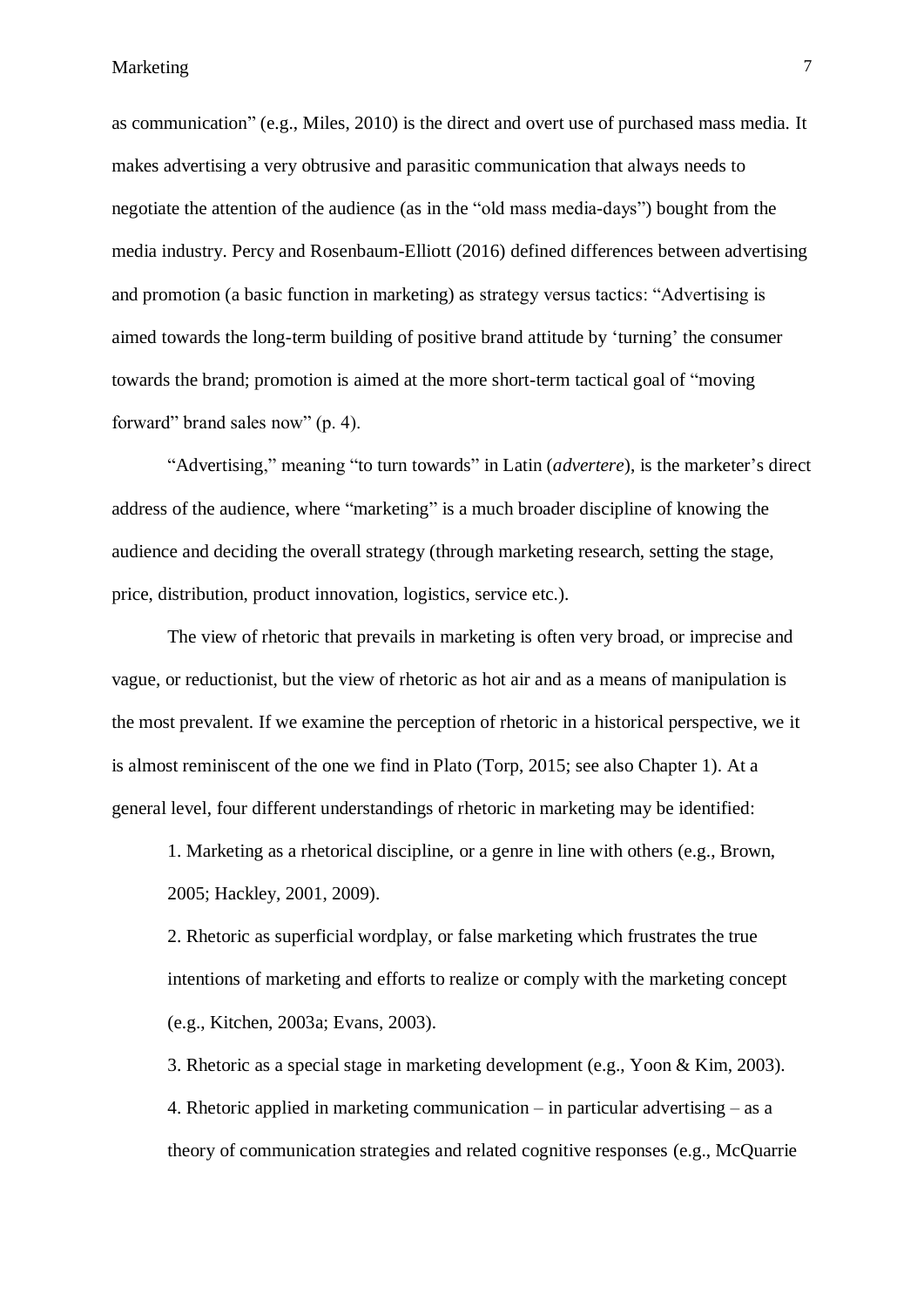as communication" (e.g., Miles, 2010) is the direct and overt use of purchased mass media. It makes advertising a very obtrusive and parasitic communication that always needs to negotiate the attention of the audience (as in the "old mass media-days") bought from the media industry. Percy and Rosenbaum-Elliott (2016) defined differences between advertising and promotion (a basic function in marketing) as strategy versus tactics: "Advertising is aimed towards the long-term building of positive brand attitude by 'turning' the consumer towards the brand; promotion is aimed at the more short-term tactical goal of "moving forward" brand sales now" (p. 4).

"Advertising," meaning "to turn towards" in Latin (*advertere*), is the marketer's direct address of the audience, where "marketing" is a much broader discipline of knowing the audience and deciding the overall strategy (through marketing research, setting the stage, price, distribution, product innovation, logistics, service etc.).

The view of rhetoric that prevails in marketing is often very broad, or imprecise and vague, or reductionist, but the view of rhetoric as hot air and as a means of manipulation is the most prevalent. If we examine the perception of rhetoric in a historical perspective, we it is almost reminiscent of the one we find in Plato (Torp, 2015; see also Chapter 1). At a general level, four different understandings of rhetoric in marketing may be identified:

1. Marketing as a rhetorical discipline, or a genre in line with others (e.g., Brown, 2005; Hackley, 2001, 2009).
2. Rhetoric as superficial wordplay, or false marketing which frustrates the true intentions of marketing and efforts to realize or comply with the marketing concept (e.g., Kitchen, 2003a; Evans, 2003).
3. Rhetoric as a special stage in marketing development (e.g., Yoon & Kim, 2003).
4. Rhetoric applied in marketing communication – in particular advertising – as a theory of communication strategies and related cognitive responses (e.g., McQuarrie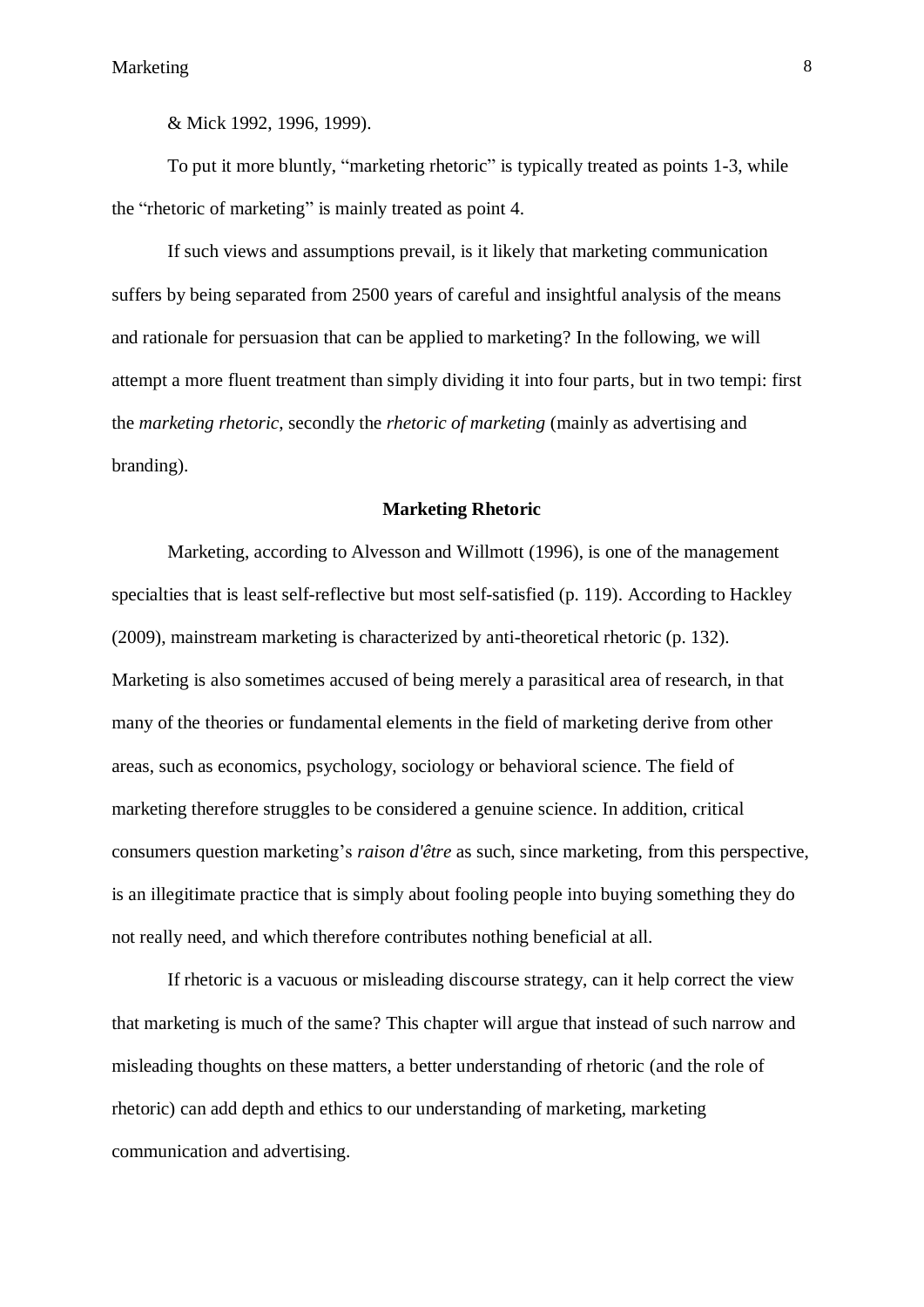& Mick 1992, 1996, 1999).

To put it more bluntly, "marketing rhetoric" is typically treated as points 1-3, while the "rhetoric of marketing" is mainly treated as point 4.

If such views and assumptions prevail, is it likely that marketing communication suffers by being separated from 2500 years of careful and insightful analysis of the means and rationale for persuasion that can be applied to marketing? In the following, we will attempt a more fluent treatment than simply dividing it into four parts, but in two tempi: first the *marketing rhetoric*, secondly the *rhetoric of marketing* (mainly as advertising and branding).

## Marketing Rhetoric

Marketing, according to Alvesson and Willmott (1996), is one of the management specialties that is least self-reflective but most self-satisfied (p. 119). According to Hackley (2009), mainstream marketing is characterized by anti-theoretical rhetoric (p. 132). Marketing is also sometimes accused of being merely a parasitical area of research, in that many of the theories or fundamental elements in the field of marketing derive from other areas, such as economics, psychology, sociology or behavioral science. The field of marketing therefore struggles to be considered a genuine science. In addition, critical consumers question marketing's *raison d'être* as such, since marketing, from this perspective, is an illegitimate practice that is simply about fooling people into buying something they do not really need, and which therefore contributes nothing beneficial at all.

If rhetoric is a vacuous or misleading discourse strategy, can it help correct the view that marketing is much of the same? This chapter will argue that instead of such narrow and misleading thoughts on these matters, a better understanding of rhetoric (and the role of rhetoric) can add depth and ethics to our understanding of marketing, marketing communication and advertising.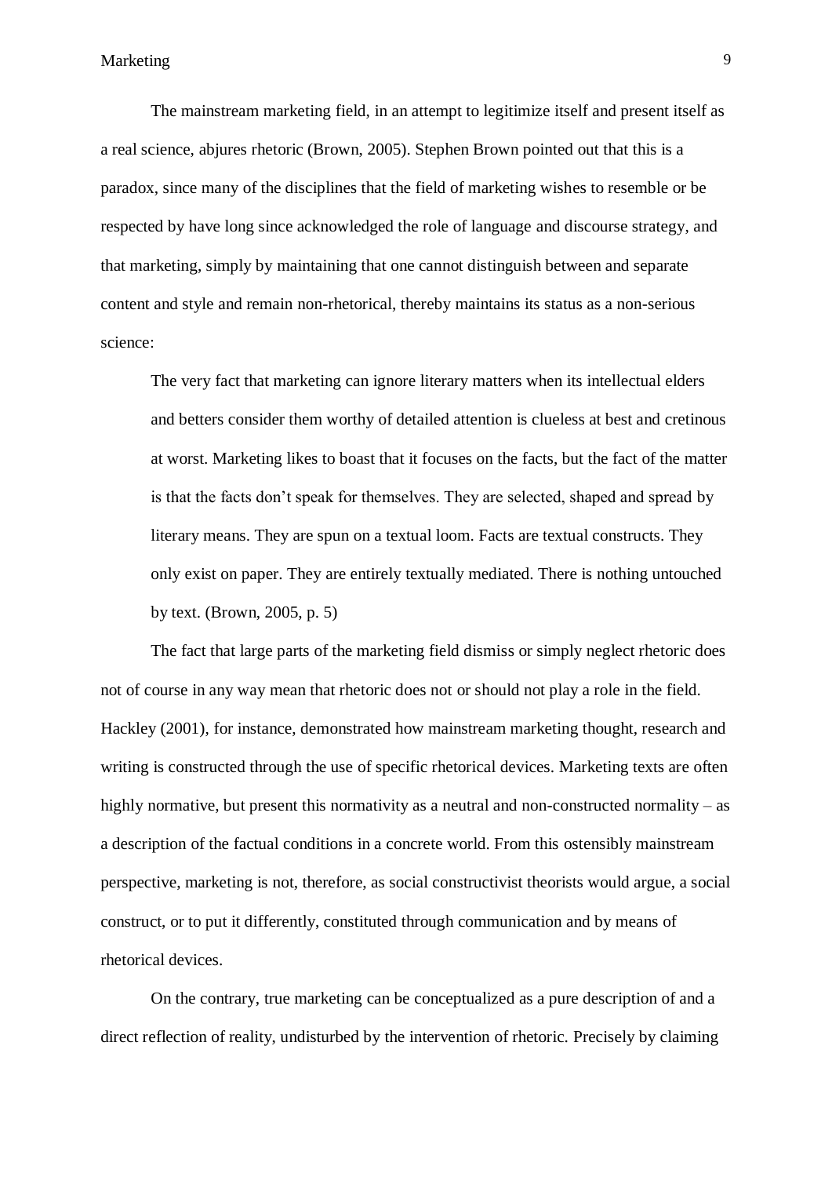The mainstream marketing field, in an attempt to legitimize itself and present itself as a real science, abjures rhetoric (Brown, 2005). Stephen Brown pointed out that this is a paradox, since many of the disciplines that the field of marketing wishes to resemble or be respected by have long since acknowledged the role of language and discourse strategy, and that marketing, simply by maintaining that one cannot distinguish between and separate content and style and remain non-rhetorical, thereby maintains its status as a non-serious science:

> The very fact that marketing can ignore literary matters when its intellectual elders and betters consider them worthy of detailed attention is clueless at best and cretinous at worst. Marketing likes to boast that it focuses on the facts, but the fact of the matter is that the facts don't speak for themselves. They are selected, shaped and spread by literary means. They are spun on a textual loom. Facts are textual constructs. They only exist on paper. They are entirely textually mediated. There is nothing untouched by text. (Brown, 2005, p. 5)

The fact that large parts of the marketing field dismiss or simply neglect rhetoric does not of course in any way mean that rhetoric does not or should not play a role in the field. Hackley (2001), for instance, demonstrated how mainstream marketing thought, research and writing is constructed through the use of specific rhetorical devices. Marketing texts are often highly normative, but present this normativity as a neutral and non-constructed normality – as a description of the factual conditions in a concrete world. From this ostensibly mainstream perspective, marketing is not, therefore, as social constructivist theorists would argue, a social construct, or to put it differently, constituted through communication and by means of rhetorical devices.

On the contrary, true marketing can be conceptualized as a pure description of and a direct reflection of reality, undisturbed by the intervention of rhetoric. Precisely by claiming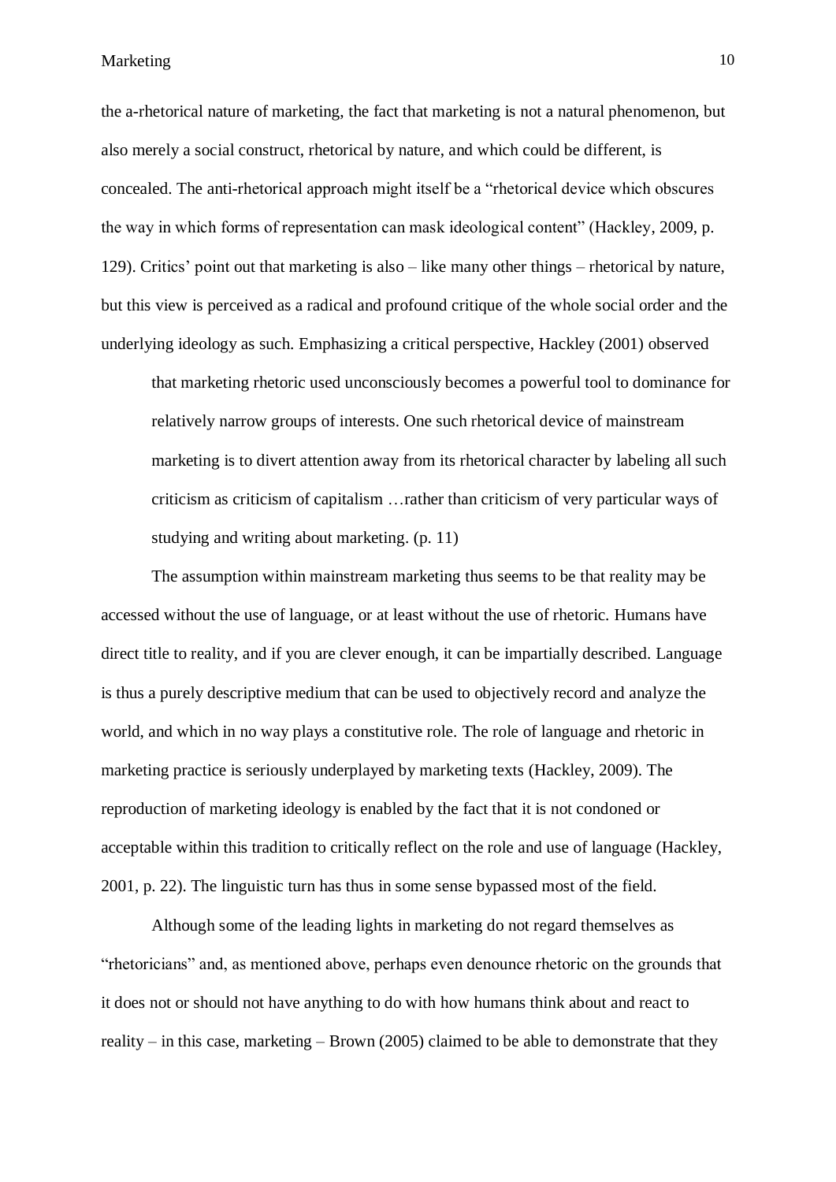the a-rhetorical nature of marketing, the fact that marketing is not a natural phenomenon, but also merely a social construct, rhetorical by nature, and which could be different, is concealed. The anti-rhetorical approach might itself be a "rhetorical device which obscures the way in which forms of representation can mask ideological content" (Hackley, 2009, p. 129). Critics' point out that marketing is also – like many other things – rhetorical by nature, but this view is perceived as a radical and profound critique of the whole social order and the underlying ideology as such. Emphasizing a critical perspective, Hackley (2001) observed

> that marketing rhetoric used unconsciously becomes a powerful tool to dominance for relatively narrow groups of interests. One such rhetorical device of mainstream marketing is to divert attention away from its rhetorical character by labeling all such criticism as criticism of capitalism …rather than criticism of very particular ways of studying and writing about marketing. (p. 11)

The assumption within mainstream marketing thus seems to be that reality may be accessed without the use of language, or at least without the use of rhetoric. Humans have direct title to reality, and if you are clever enough, it can be impartially described. Language is thus a purely descriptive medium that can be used to objectively record and analyze the world, and which in no way plays a constitutive role. The role of language and rhetoric in marketing practice is seriously underplayed by marketing texts (Hackley, 2009). The reproduction of marketing ideology is enabled by the fact that it is not condoned or acceptable within this tradition to critically reflect on the role and use of language (Hackley, 2001, p. 22). The linguistic turn has thus in some sense bypassed most of the field.

Although some of the leading lights in marketing do not regard themselves as "rhetoricians" and, as mentioned above, perhaps even denounce rhetoric on the grounds that it does not or should not have anything to do with how humans think about and react to reality – in this case, marketing – Brown (2005) claimed to be able to demonstrate that they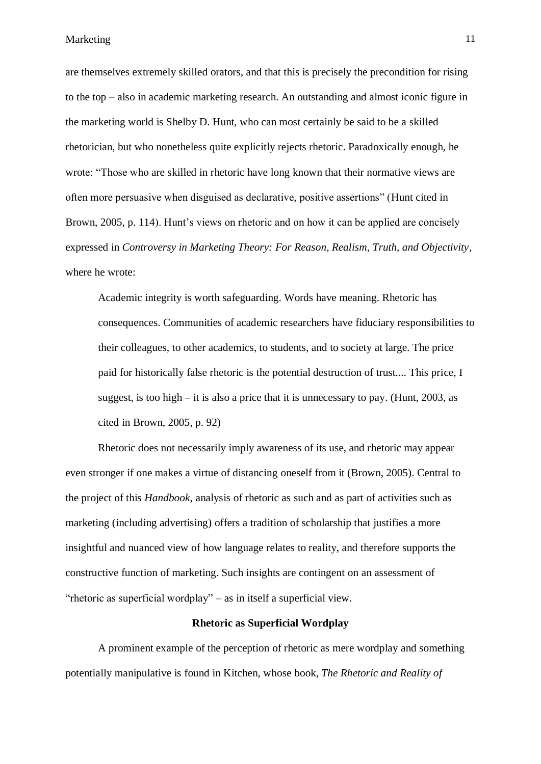are themselves extremely skilled orators, and that this is precisely the precondition for rising to the top – also in academic marketing research. An outstanding and almost iconic figure in the marketing world is Shelby D. Hunt, who can most certainly be said to be a skilled rhetorician, but who nonetheless quite explicitly rejects rhetoric. Paradoxically enough, he wrote: "Those who are skilled in rhetoric have long known that their normative views are often more persuasive when disguised as declarative, positive assertions" (Hunt cited in Brown, 2005, p. 114). Hunt's views on rhetoric and on how it can be applied are concisely expressed in *Controversy in Marketing Theory: For Reason, Realism, Truth, and Objectivity*, where he wrote:

> Academic integrity is worth safeguarding. Words have meaning. Rhetoric has consequences. Communities of academic researchers have fiduciary responsibilities to their colleagues, to other academics, to students, and to society at large. The price paid for historically false rhetoric is the potential destruction of trust.... This price, I suggest, is too high – it is also a price that it is unnecessary to pay. (Hunt, 2003, as cited in Brown, 2005, p. 92)

Rhetoric does not necessarily imply awareness of its use, and rhetoric may appear even stronger if one makes a virtue of distancing oneself from it (Brown, 2005). Central to the project of this *Handbook*, analysis of rhetoric as such and as part of activities such as marketing (including advertising) offers a tradition of scholarship that justifies a more insightful and nuanced view of how language relates to reality, and therefore supports the constructive function of marketing. Such insights are contingent on an assessment of "rhetoric as superficial wordplay" – as in itself a superficial view.

## Rhetoric as Superficial Wordplay

A prominent example of the perception of rhetoric as mere wordplay and something potentially manipulative is found in Kitchen, whose book, *The Rhetoric and Reality of*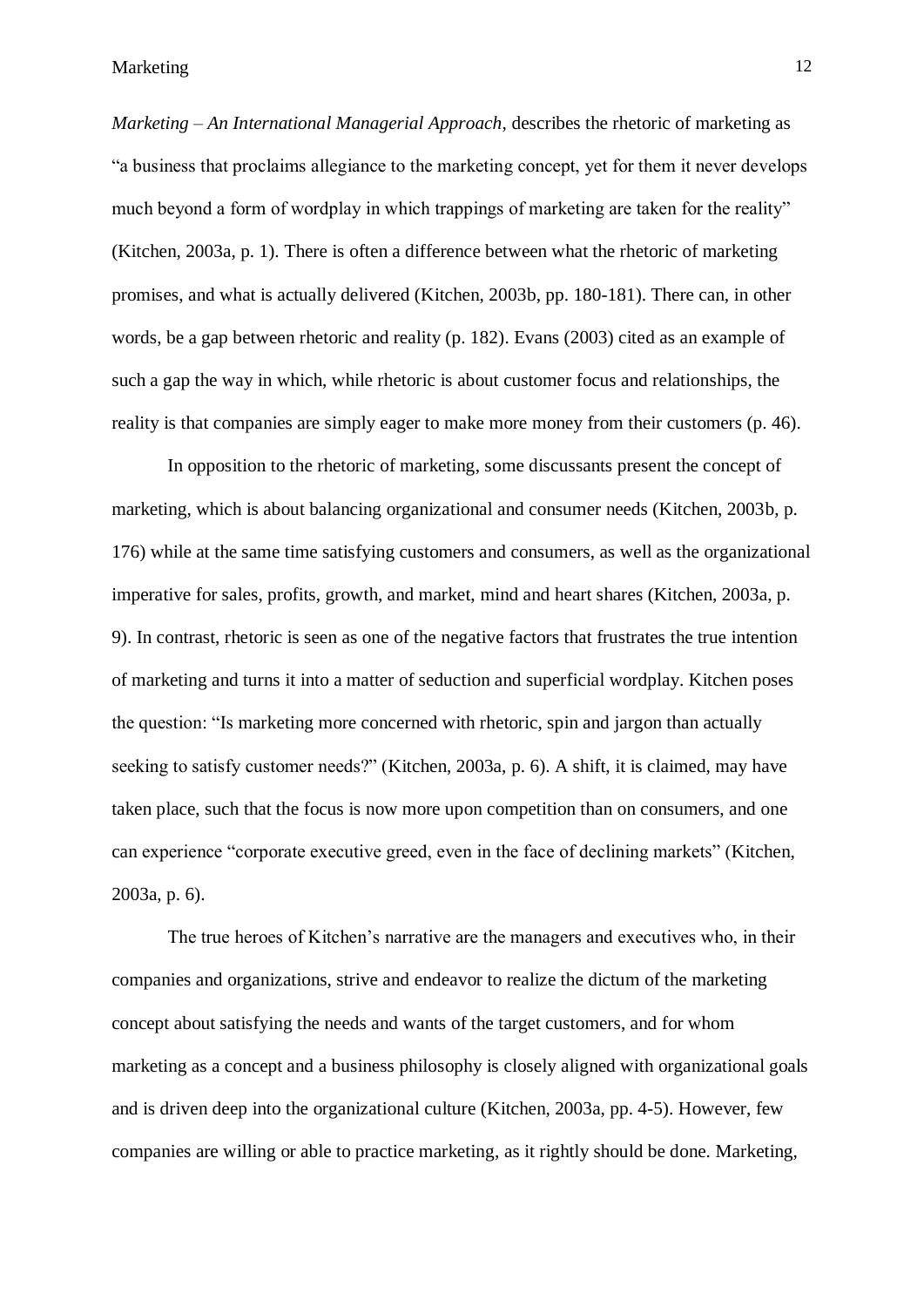*Marketing – An International Managerial Approach*, describes the rhetoric of marketing as "a business that proclaims allegiance to the marketing concept, yet for them it never develops much beyond a form of wordplay in which trappings of marketing are taken for the reality" (Kitchen, 2003a, p. 1). There is often a difference between what the rhetoric of marketing promises, and what is actually delivered (Kitchen, 2003b, pp. 180-181). There can, in other words, be a gap between rhetoric and reality (p. 182). Evans (2003) cited as an example of such a gap the way in which, while rhetoric is about customer focus and relationships, the reality is that companies are simply eager to make more money from their customers (p. 46).

In opposition to the rhetoric of marketing, some discussants present the concept of marketing, which is about balancing organizational and consumer needs (Kitchen, 2003b, p. 176) while at the same time satisfying customers and consumers, as well as the organizational imperative for sales, profits, growth, and market, mind and heart shares (Kitchen, 2003a, p. 9). In contrast, rhetoric is seen as one of the negative factors that frustrates the true intention of marketing and turns it into a matter of seduction and superficial wordplay. Kitchen poses the question: "Is marketing more concerned with rhetoric, spin and jargon than actually seeking to satisfy customer needs?" (Kitchen, 2003a, p. 6). A shift, it is claimed, may have taken place, such that the focus is now more upon competition than on consumers, and one can experience "corporate executive greed, even in the face of declining markets" (Kitchen, 2003a, p. 6).

The true heroes of Kitchen's narrative are the managers and executives who, in their companies and organizations, strive and endeavor to realize the dictum of the marketing concept about satisfying the needs and wants of the target customers, and for whom marketing as a concept and a business philosophy is closely aligned with organizational goals and is driven deep into the organizational culture (Kitchen, 2003a, pp. 4-5). However, few companies are willing or able to practice marketing, as it rightly should be done. Marketing,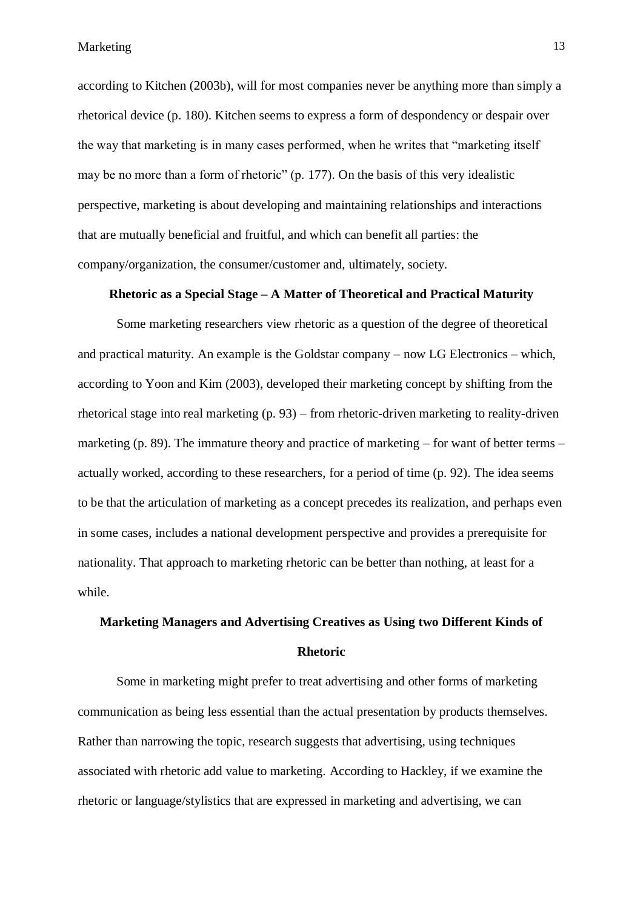according to Kitchen (2003b), will for most companies never be anything more than simply a rhetorical device (p. 180). Kitchen seems to express a form of despondency or despair over the way that marketing is in many cases performed, when he writes that "marketing itself may be no more than a form of rhetoric" (p. 177). On the basis of this very idealistic perspective, marketing is about developing and maintaining relationships and interactions that are mutually beneficial and fruitful, and which can benefit all parties: the company/organization, the consumer/customer and, ultimately, society.

## Rhetoric as a Special Stage – A Matter of Theoretical and Practical Maturity

Some marketing researchers view rhetoric as a question of the degree of theoretical and practical maturity. An example is the Goldstar company – now LG Electronics – which, according to Yoon and Kim (2003), developed their marketing concept by shifting from the rhetorical stage into real marketing (p. 93) – from rhetoric-driven marketing to reality-driven marketing (p. 89). The immature theory and practice of marketing – for want of better terms – actually worked, according to these researchers, for a period of time (p. 92). The idea seems to be that the articulation of marketing as a concept precedes its realization, and perhaps even in some cases, includes a national development perspective and provides a prerequisite for nationality. That approach to marketing rhetoric can be better than nothing, at least for a while.

## Marketing Managers and Advertising Creatives as Using two Different Kinds of Rhetoric

Some in marketing might prefer to treat advertising and other forms of marketing communication as being less essential than the actual presentation by products themselves. Rather than narrowing the topic, research suggests that advertising, using techniques associated with rhetoric add value to marketing. According to Hackley, if we examine the rhetoric or language/stylistics that are expressed in marketing and advertising, we can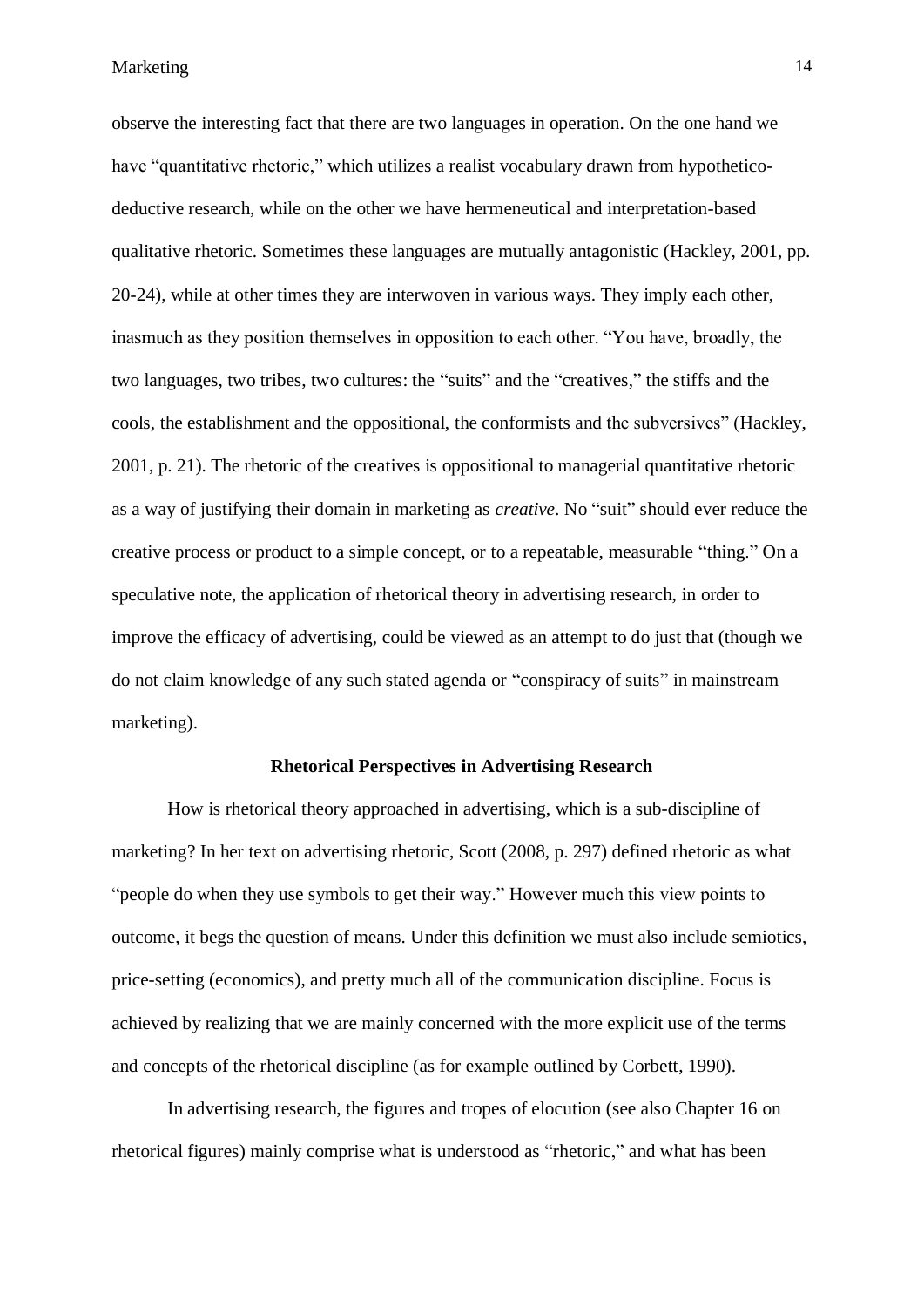observe the interesting fact that there are two languages in operation. On the one hand we have "quantitative rhetoric," which utilizes a realist vocabulary drawn from hypothetico-deductive research, while on the other we have hermeneutical and interpretation-based qualitative rhetoric. Sometimes these languages are mutually antagonistic (Hackley, 2001, pp. 20-24), while at other times they are interwoven in various ways. They imply each other, inasmuch as they position themselves in opposition to each other. "You have, broadly, the two languages, two tribes, two cultures: the "suits" and the "creatives," the stiffs and the cools, the establishment and the oppositional, the conformists and the subversives" (Hackley, 2001, p. 21). The rhetoric of the creatives is oppositional to managerial quantitative rhetoric as a way of justifying their domain in marketing as *creative*. No "suit" should ever reduce the creative process or product to a simple concept, or to a repeatable, measurable "thing." On a speculative note, the application of rhetorical theory in advertising research, in order to improve the efficacy of advertising, could be viewed as an attempt to do just that (though we do not claim knowledge of any such stated agenda or "conspiracy of suits" in mainstream marketing).

## Rhetorical Perspectives in Advertising Research

How is rhetorical theory approached in advertising, which is a sub-discipline of marketing? In her text on advertising rhetoric, Scott (2008, p. 297) defined rhetoric as what "people do when they use symbols to get their way." However much this view points to outcome, it begs the question of means. Under this definition we must also include semiotics, price-setting (economics), and pretty much all of the communication discipline. Focus is achieved by realizing that we are mainly concerned with the more explicit use of the terms and concepts of the rhetorical discipline (as for example outlined by Corbett, 1990).

In advertising research, the figures and tropes of elocution (see also Chapter 16 on rhetorical figures) mainly comprise what is understood as "rhetoric," and what has been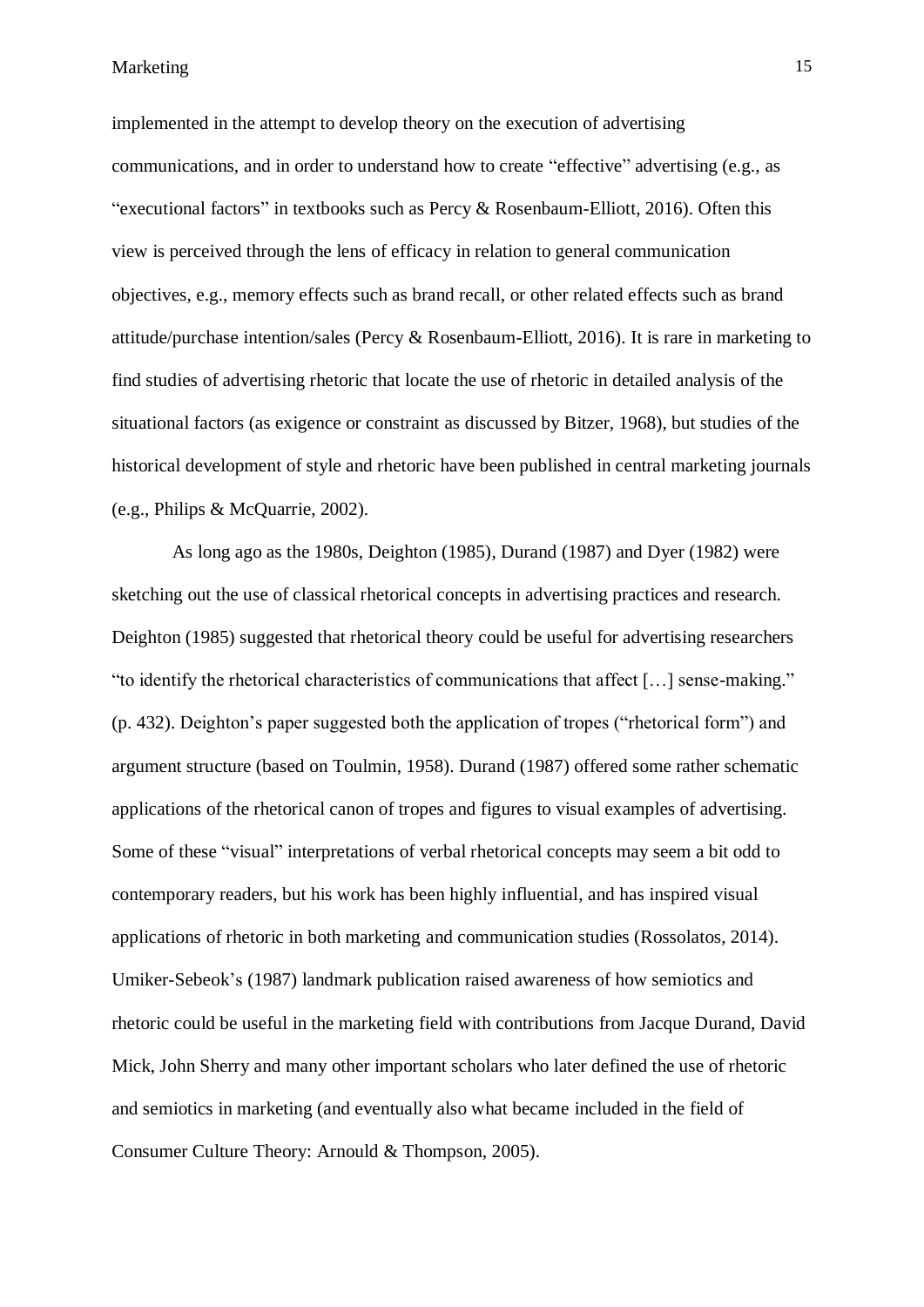implemented in the attempt to develop theory on the execution of advertising communications, and in order to understand how to create "effective" advertising (e.g., as "executional factors" in textbooks such as Percy & Rosenbaum-Elliott, 2016). Often this view is perceived through the lens of efficacy in relation to general communication objectives, e.g., memory effects such as brand recall, or other related effects such as brand attitude/purchase intention/sales (Percy & Rosenbaum-Elliott, 2016). It is rare in marketing to find studies of advertising rhetoric that locate the use of rhetoric in detailed analysis of the situational factors (as exigence or constraint as discussed by Bitzer, 1968), but studies of the historical development of style and rhetoric have been published in central marketing journals (e.g., Philips & McQuarrie, 2002).

As long ago as the 1980s, Deighton (1985), Durand (1987) and Dyer (1982) were sketching out the use of classical rhetorical concepts in advertising practices and research. Deighton (1985) suggested that rhetorical theory could be useful for advertising researchers "to identify the rhetorical characteristics of communications that affect […] sense-making." (p. 432). Deighton's paper suggested both the application of tropes ("rhetorical form") and argument structure (based on Toulmin, 1958). Durand (1987) offered some rather schematic applications of the rhetorical canon of tropes and figures to visual examples of advertising. Some of these "visual" interpretations of verbal rhetorical concepts may seem a bit odd to contemporary readers, but his work has been highly influential, and has inspired visual applications of rhetoric in both marketing and communication studies (Rossolatos, 2014). Umiker-Sebeok's (1987) landmark publication raised awareness of how semiotics and rhetoric could be useful in the marketing field with contributions from Jacque Durand, David Mick, John Sherry and many other important scholars who later defined the use of rhetoric and semiotics in marketing (and eventually also what became included in the field of Consumer Culture Theory: Arnould & Thompson, 2005).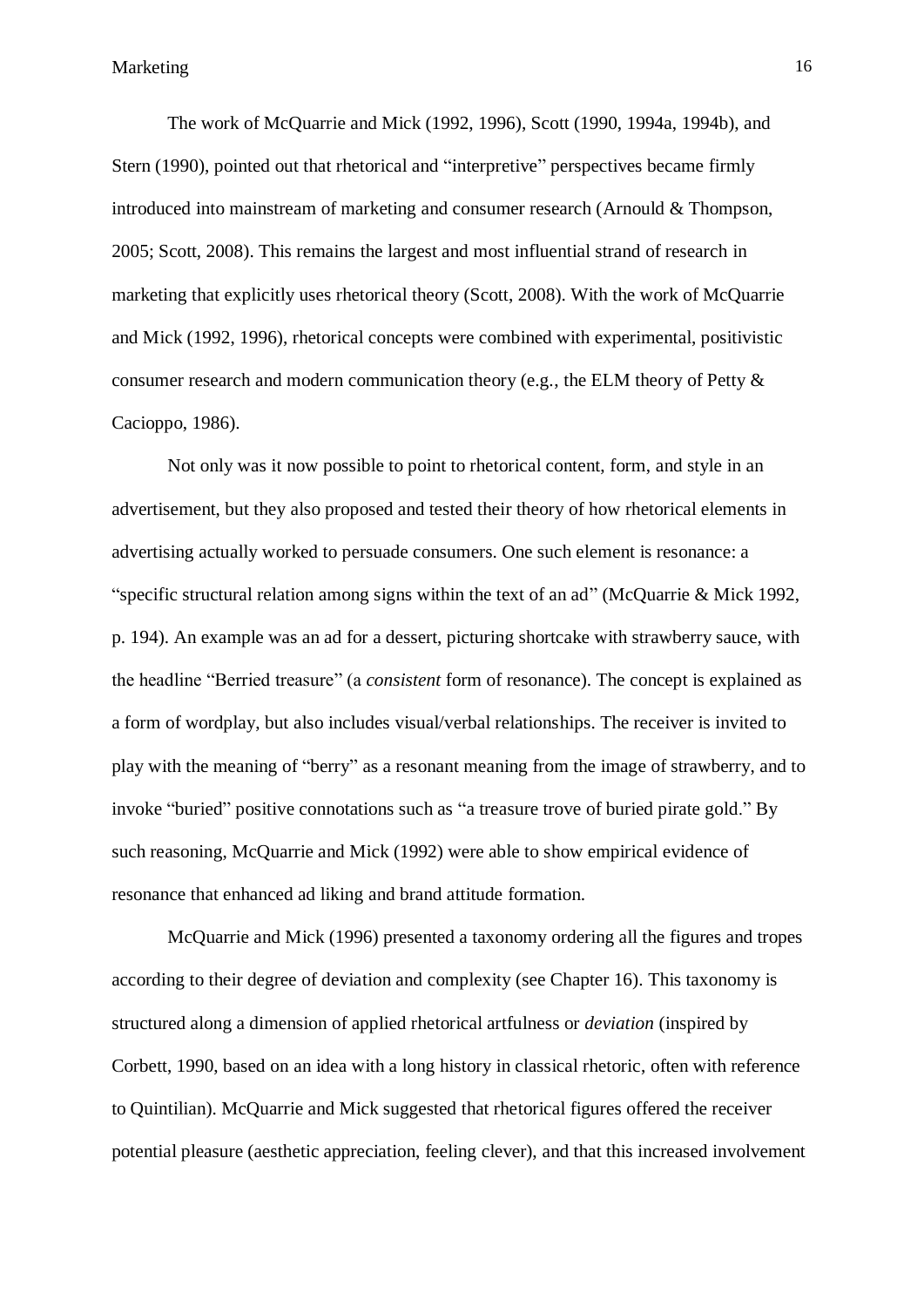The work of McQuarrie and Mick (1992, 1996), Scott (1990, 1994a, 1994b), and Stern (1990), pointed out that rhetorical and “interpretive” perspectives became firmly introduced into mainstream of marketing and consumer research (Arnould & Thompson, 2005; Scott, 2008). This remains the largest and most influential strand of research in marketing that explicitly uses rhetorical theory (Scott, 2008). With the work of McQuarrie and Mick (1992, 1996), rhetorical concepts were combined with experimental, positivistic consumer research and modern communication theory (e.g., the ELM theory of Petty & Cacioppo, 1986).

Not only was it now possible to point to rhetorical content, form, and style in an advertisement, but they also proposed and tested their theory of how rhetorical elements in advertising actually worked to persuade consumers. One such element is resonance: a “specific structural relation among signs within the text of an ad” (McQuarrie & Mick 1992, p. 194). An example was an ad for a dessert, picturing shortcake with strawberry sauce, with the headline “Berried treasure” (a *consistent* form of resonance). The concept is explained as a form of wordplay, but also includes visual/verbal relationships. The receiver is invited to play with the meaning of “berry” as a resonant meaning from the image of strawberry, and to invoke “buried” positive connotations such as “a treasure trove of buried pirate gold.” By such reasoning, McQuarrie and Mick (1992) were able to show empirical evidence of resonance that enhanced ad liking and brand attitude formation.

McQuarrie and Mick (1996) presented a taxonomy ordering all the figures and tropes according to their degree of deviation and complexity (see Chapter 16). This taxonomy is structured along a dimension of applied rhetorical artfulness or *deviation* (inspired by Corbett, 1990, based on an idea with a long history in classical rhetoric, often with reference to Quintilian). McQuarrie and Mick suggested that rhetorical figures offered the receiver potential pleasure (aesthetic appreciation, feeling clever), and that this increased involvement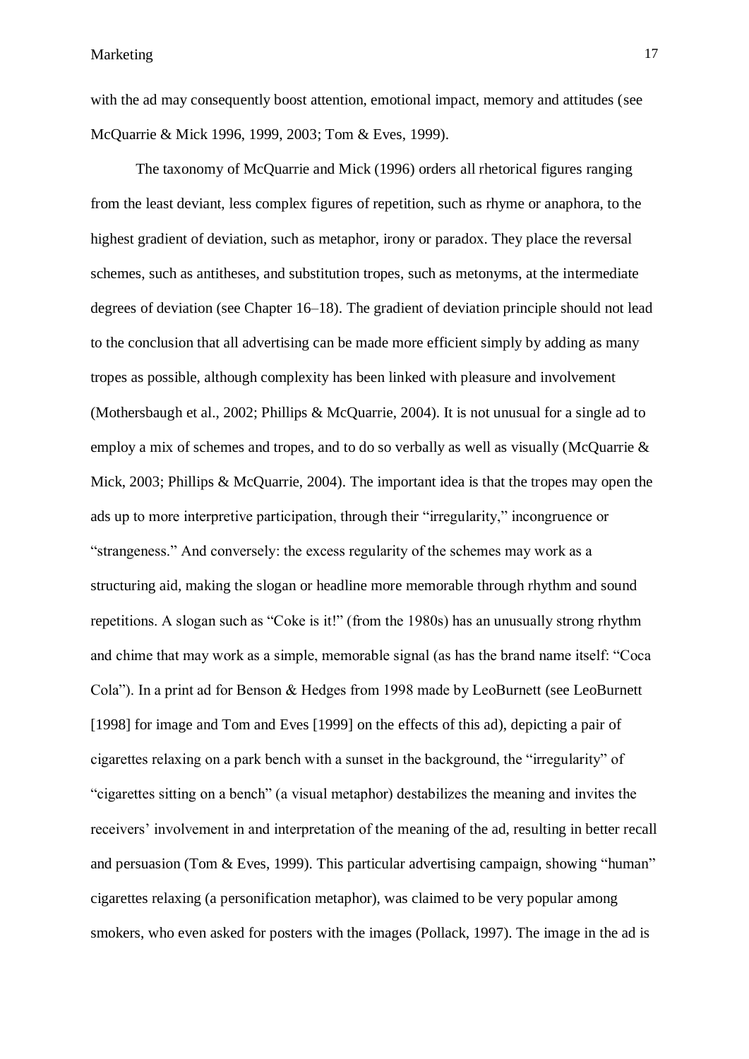with the ad may consequently boost attention, emotional impact, memory and attitudes (see McQuarrie & Mick 1996, 1999, 2003; Tom & Eves, 1999).

The taxonomy of McQuarrie and Mick (1996) orders all rhetorical figures ranging from the least deviant, less complex figures of repetition, such as rhyme or anaphora, to the highest gradient of deviation, such as metaphor, irony or paradox. They place the reversal schemes, such as antitheses, and substitution tropes, such as metonyms, at the intermediate degrees of deviation (see Chapter 16–18). The gradient of deviation principle should not lead to the conclusion that all advertising can be made more efficient simply by adding as many tropes as possible, although complexity has been linked with pleasure and involvement (Mothersbaugh et al., 2002; Phillips & McQuarrie, 2004). It is not unusual for a single ad to employ a mix of schemes and tropes, and to do so verbally as well as visually (McQuarrie & Mick, 2003; Phillips & McQuarrie, 2004). The important idea is that the tropes may open the ads up to more interpretive participation, through their "irregularity," incongruence or "strangeness." And conversely: the excess regularity of the schemes may work as a structuring aid, making the slogan or headline more memorable through rhythm and sound repetitions. A slogan such as "Coke is it!" (from the 1980s) has an unusually strong rhythm and chime that may work as a simple, memorable signal (as has the brand name itself: "Coca Cola"). In a print ad for Benson & Hedges from 1998 made by LeoBurnett (see LeoBurnett [1998] for image and Tom and Eves [1999] on the effects of this ad), depicting a pair of cigarettes relaxing on a park bench with a sunset in the background, the "irregularity" of "cigarettes sitting on a bench" (a visual metaphor) destabilizes the meaning and invites the receivers' involvement in and interpretation of the meaning of the ad, resulting in better recall and persuasion (Tom & Eves, 1999). This particular advertising campaign, showing "human" cigarettes relaxing (a personification metaphor), was claimed to be very popular among smokers, who even asked for posters with the images (Pollack, 1997). The image in the ad is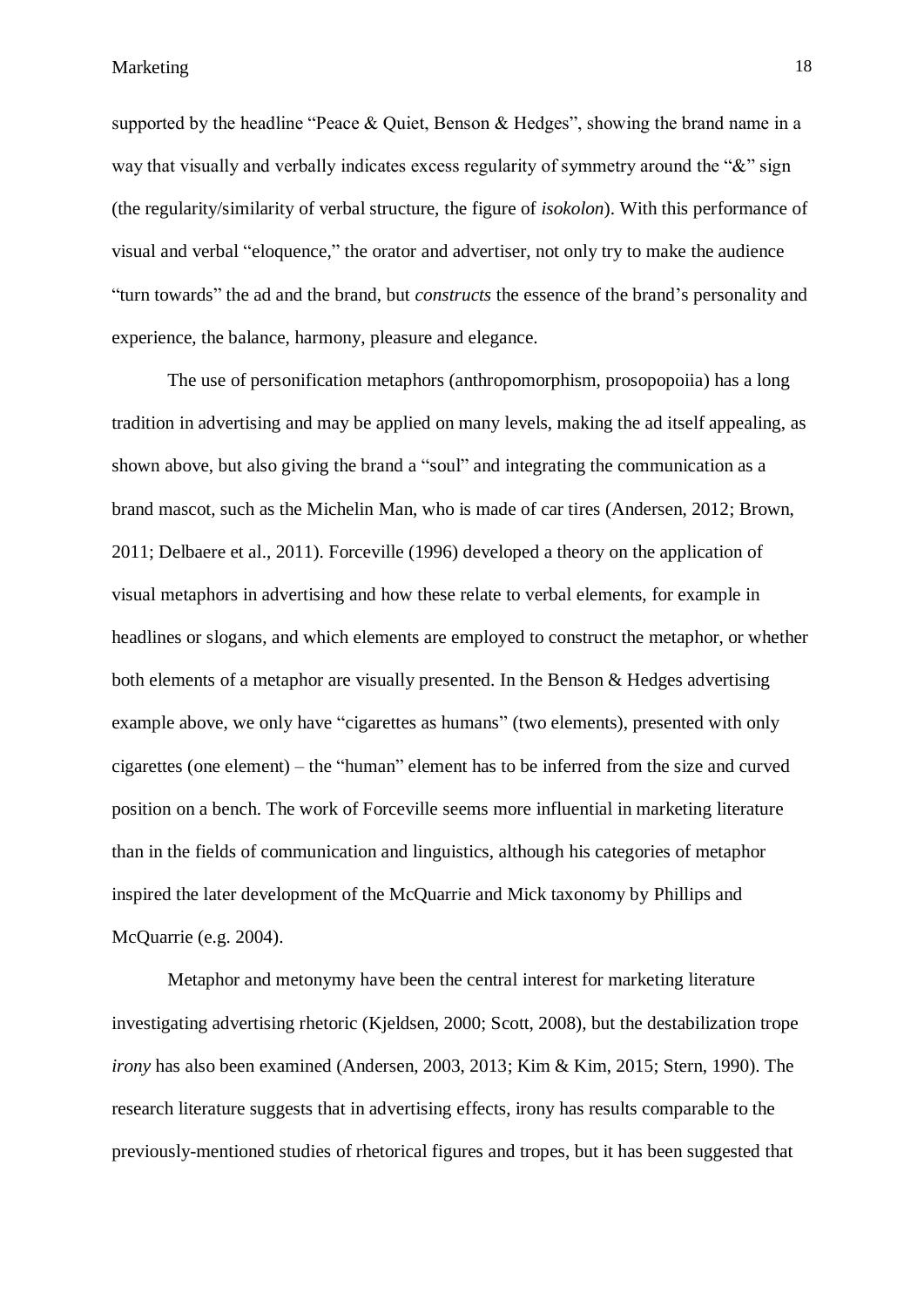supported by the headline "Peace & Quiet, Benson & Hedges", showing the brand name in a way that visually and verbally indicates excess regularity of symmetry around the "&" sign (the regularity/similarity of verbal structure, the figure of *isokolon*). With this performance of visual and verbal "eloquence," the orator and advertiser, not only try to make the audience "turn towards" the ad and the brand, but *constructs* the essence of the brand's personality and experience, the balance, harmony, pleasure and elegance.

The use of personification metaphors (anthropomorphism, prosopopoiia) has a long tradition in advertising and may be applied on many levels, making the ad itself appealing, as shown above, but also giving the brand a "soul" and integrating the communication as a brand mascot, such as the Michelin Man, who is made of car tires (Andersen, 2012; Brown, 2011; Delbaere et al., 2011). Forceville (1996) developed a theory on the application of visual metaphors in advertising and how these relate to verbal elements, for example in headlines or slogans, and which elements are employed to construct the metaphor, or whether both elements of a metaphor are visually presented. In the Benson & Hedges advertising example above, we only have "cigarettes as humans" (two elements), presented with only cigarettes (one element) – the "human" element has to be inferred from the size and curved position on a bench. The work of Forceville seems more influential in marketing literature than in the fields of communication and linguistics, although his categories of metaphor inspired the later development of the McQuarrie and Mick taxonomy by Phillips and McQuarrie (e.g. 2004).

Metaphor and metonymy have been the central interest for marketing literature investigating advertising rhetoric (Kjeldsen, 2000; Scott, 2008), but the destabilization trope *irony* has also been examined (Andersen, 2003, 2013; Kim & Kim, 2015; Stern, 1990). The research literature suggests that in advertising effects, irony has results comparable to the previously-mentioned studies of rhetorical figures and tropes, but it has been suggested that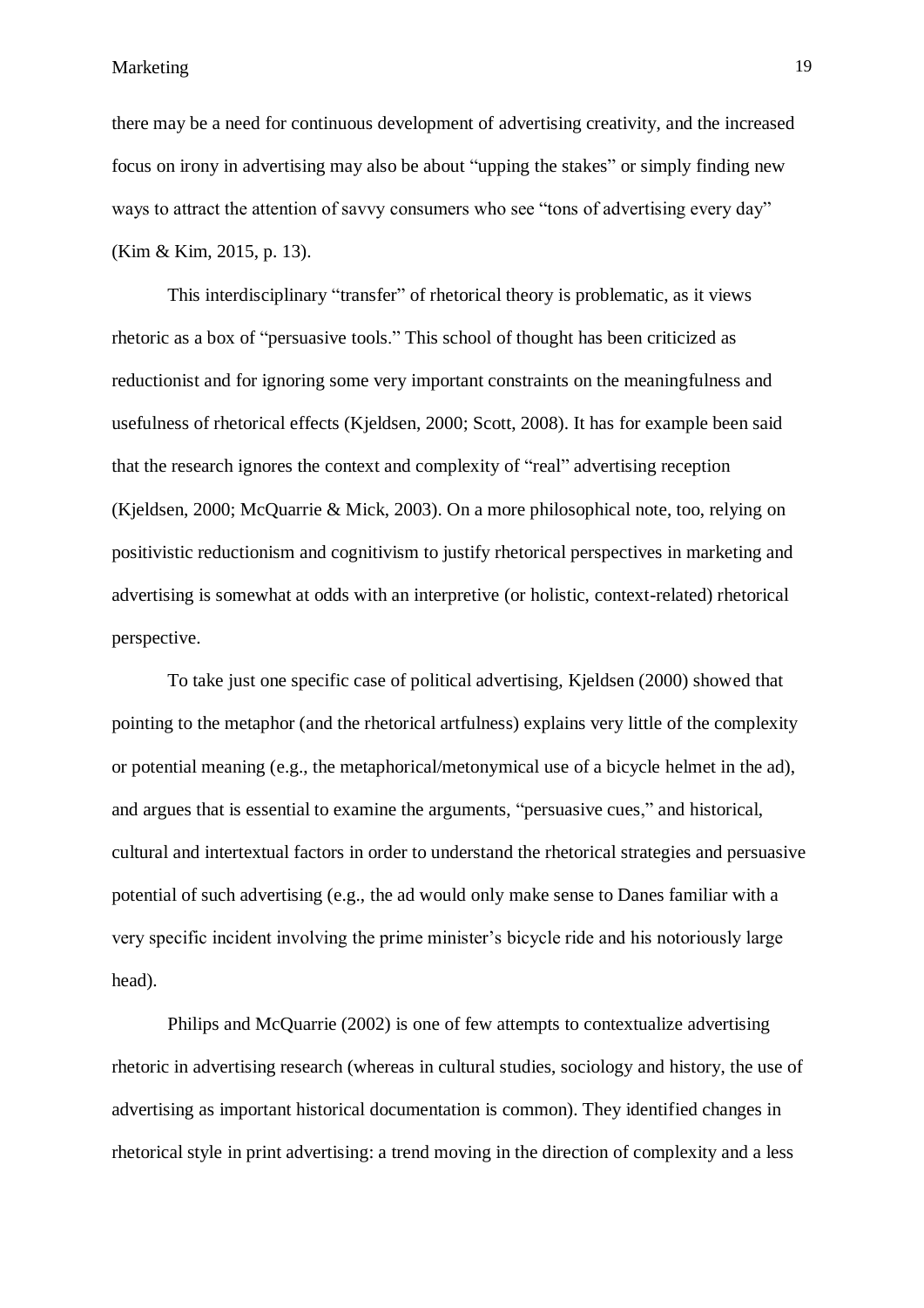there may be a need for continuous development of advertising creativity, and the increased focus on irony in advertising may also be about "upping the stakes" or simply finding new ways to attract the attention of savvy consumers who see "tons of advertising every day" (Kim & Kim, 2015, p. 13).

This interdisciplinary "transfer" of rhetorical theory is problematic, as it views rhetoric as a box of "persuasive tools." This school of thought has been criticized as reductionist and for ignoring some very important constraints on the meaningfulness and usefulness of rhetorical effects (Kjeldsen, 2000; Scott, 2008). It has for example been said that the research ignores the context and complexity of "real" advertising reception (Kjeldsen, 2000; McQuarrie & Mick, 2003). On a more philosophical note, too, relying on positivistic reductionism and cognitivism to justify rhetorical perspectives in marketing and advertising is somewhat at odds with an interpretive (or holistic, context-related) rhetorical perspective.

To take just one specific case of political advertising, Kjeldsen (2000) showed that pointing to the metaphor (and the rhetorical artfulness) explains very little of the complexity or potential meaning (e.g., the metaphorical/metonymical use of a bicycle helmet in the ad), and argues that is essential to examine the arguments, "persuasive cues," and historical, cultural and intertextual factors in order to understand the rhetorical strategies and persuasive potential of such advertising (e.g., the ad would only make sense to Danes familiar with a very specific incident involving the prime minister's bicycle ride and his notoriously large head).

Philips and McQuarrie (2002) is one of few attempts to contextualize advertising rhetoric in advertising research (whereas in cultural studies, sociology and history, the use of advertising as important historical documentation is common). They identified changes in rhetorical style in print advertising: a trend moving in the direction of complexity and a less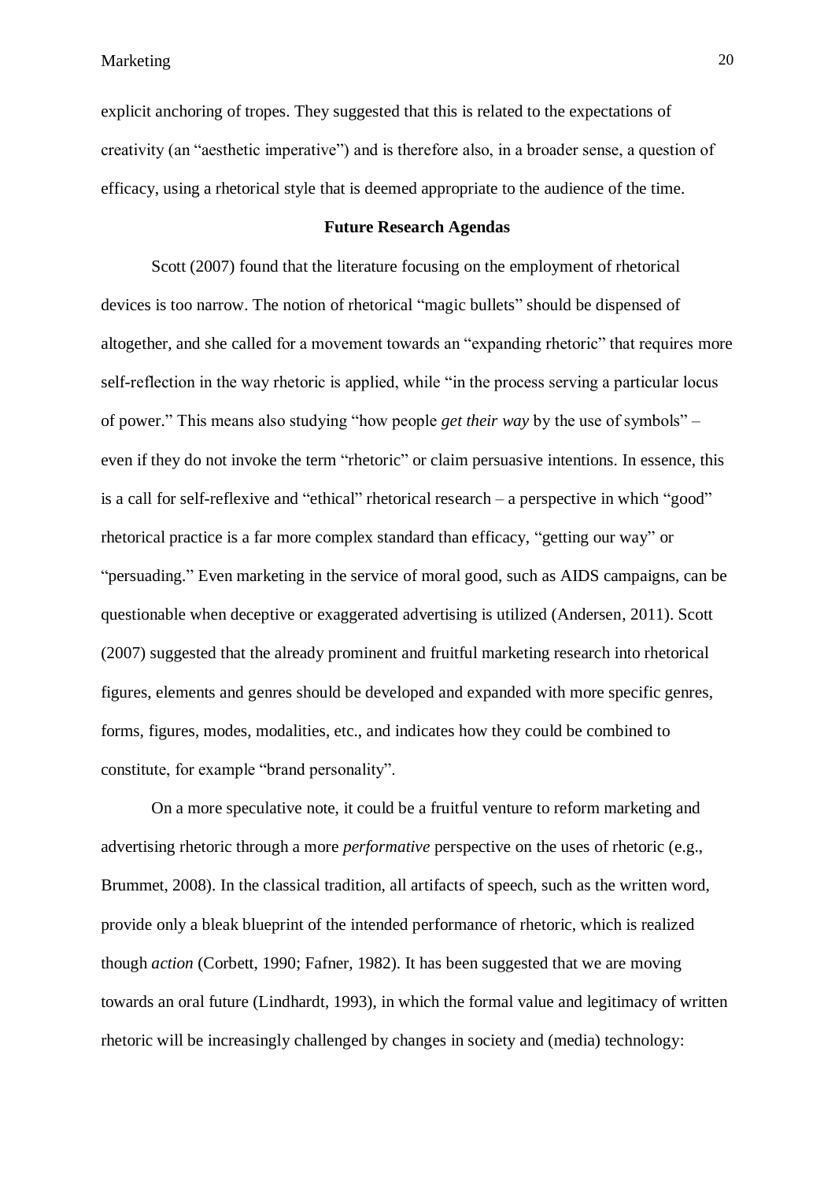explicit anchoring of tropes. They suggested that this is related to the expectations of creativity (an "aesthetic imperative") and is therefore also, in a broader sense, a question of efficacy, using a rhetorical style that is deemed appropriate to the audience of the time.

## Future Research Agendas

Scott (2007) found that the literature focusing on the employment of rhetorical devices is too narrow. The notion of rhetorical "magic bullets" should be dispensed of altogether, and she called for a movement towards an "expanding rhetoric" that requires more self-reflection in the way rhetoric is applied, while "in the process serving a particular locus of power." This means also studying "how people *get their way* by the use of symbols" – even if they do not invoke the term "rhetoric" or claim persuasive intentions. In essence, this is a call for self-reflexive and "ethical" rhetorical research – a perspective in which "good" rhetorical practice is a far more complex standard than efficacy, "getting our way" or "persuading." Even marketing in the service of moral good, such as AIDS campaigns, can be questionable when deceptive or exaggerated advertising is utilized (Andersen, 2011). Scott (2007) suggested that the already prominent and fruitful marketing research into rhetorical figures, elements and genres should be developed and expanded with more specific genres, forms, figures, modes, modalities, etc., and indicates how they could be combined to constitute, for example "brand personality".

On a more speculative note, it could be a fruitful venture to reform marketing and advertising rhetoric through a more *performative* perspective on the uses of rhetoric (e.g., Brummet, 2008). In the classical tradition, all artifacts of speech, such as the written word, provide only a bleak blueprint of the intended performance of rhetoric, which is realized though *action* (Corbett, 1990; Fafner, 1982). It has been suggested that we are moving towards an oral future (Lindhardt, 1993), in which the formal value and legitimacy of written rhetoric will be increasingly challenged by changes in society and (media) technology: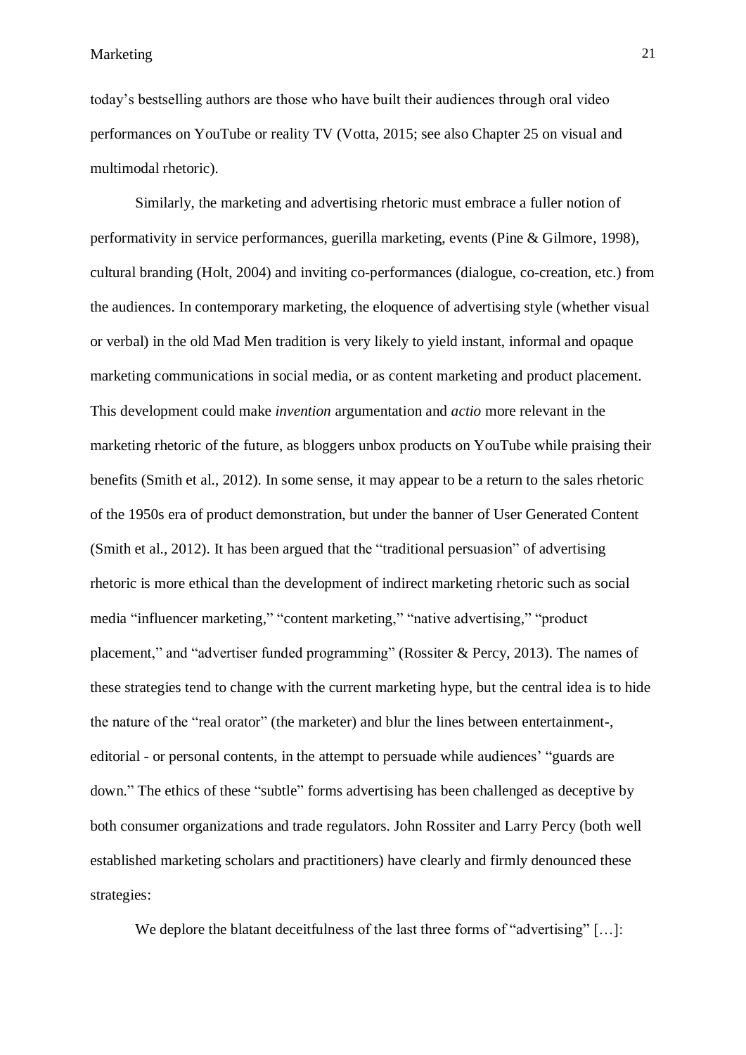today's bestselling authors are those who have built their audiences through oral video performances on YouTube or reality TV (Votta, 2015; see also Chapter 25 on visual and multimodal rhetoric).

Similarly, the marketing and advertising rhetoric must embrace a fuller notion of performativity in service performances, guerilla marketing, events (Pine & Gilmore, 1998), cultural branding (Holt, 2004) and inviting co-performances (dialogue, co-creation, etc.) from the audiences. In contemporary marketing, the eloquence of advertising style (whether visual or verbal) in the old Mad Men tradition is very likely to yield instant, informal and opaque marketing communications in social media, or as content marketing and product placement. This development could make *invention* argumentation and *actio* more relevant in the marketing rhetoric of the future, as bloggers unbox products on YouTube while praising their benefits (Smith et al., 2012). In some sense, it may appear to be a return to the sales rhetoric of the 1950s era of product demonstration, but under the banner of User Generated Content (Smith et al., 2012). It has been argued that the "traditional persuasion" of advertising rhetoric is more ethical than the development of indirect marketing rhetoric such as social media "influencer marketing," "content marketing," "native advertising," "product placement," and "advertiser funded programming" (Rossiter & Percy, 2013). The names of these strategies tend to change with the current marketing hype, but the central idea is to hide the nature of the "real orator" (the marketer) and blur the lines between entertainment-, editorial - or personal contents, in the attempt to persuade while audiences' "guards are down." The ethics of these "subtle" forms advertising has been challenged as deceptive by both consumer organizations and trade regulators. John Rossiter and Larry Percy (both well established marketing scholars and practitioners) have clearly and firmly denounced these strategies:

We deplore the blatant deceitfulness of the last three forms of "advertising" […]: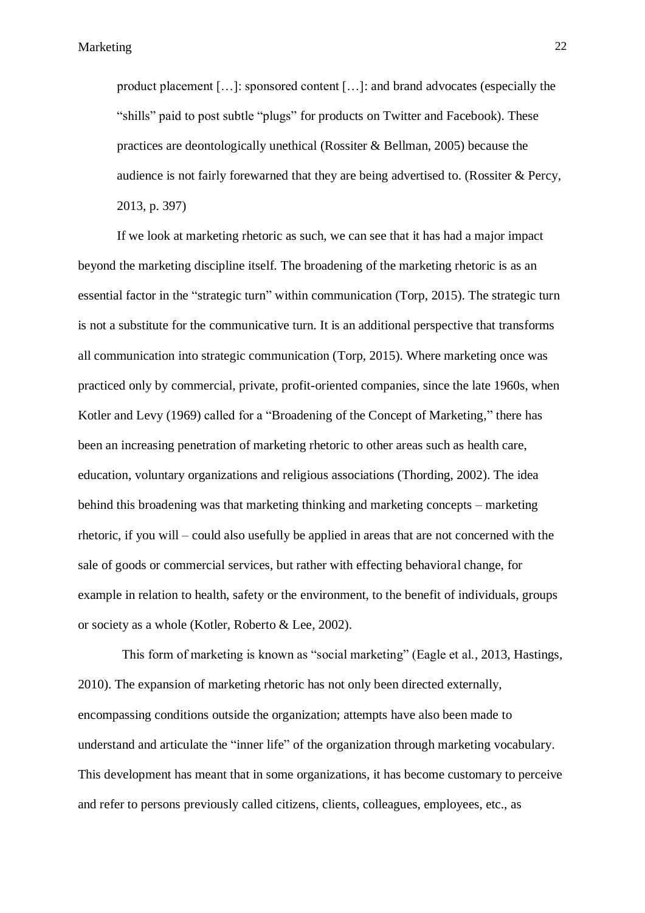> product placement […]: sponsored content […]: and brand advocates (especially the "shills" paid to post subtle "plugs" for products on Twitter and Facebook). These practices are deontologically unethical (Rossiter & Bellman, 2005) because the audience is not fairly forewarned that they are being advertised to. (Rossiter & Percy, 2013, p. 397)

If we look at marketing rhetoric as such, we can see that it has had a major impact beyond the marketing discipline itself. The broadening of the marketing rhetoric is as an essential factor in the "strategic turn" within communication (Torp, 2015). The strategic turn is not a substitute for the communicative turn. It is an additional perspective that transforms all communication into strategic communication (Torp, 2015). Where marketing once was practiced only by commercial, private, profit-oriented companies, since the late 1960s, when Kotler and Levy (1969) called for a "Broadening of the Concept of Marketing," there has been an increasing penetration of marketing rhetoric to other areas such as health care, education, voluntary organizations and religious associations (Thording, 2002). The idea behind this broadening was that marketing thinking and marketing concepts – marketing rhetoric, if you will – could also usefully be applied in areas that are not concerned with the sale of goods or commercial services, but rather with effecting behavioral change, for example in relation to health, safety or the environment, to the benefit of individuals, groups or society as a whole (Kotler, Roberto & Lee, 2002).

This form of marketing is known as "social marketing" (Eagle et al., 2013, Hastings, 2010). The expansion of marketing rhetoric has not only been directed externally, encompassing conditions outside the organization; attempts have also been made to understand and articulate the "inner life" of the organization through marketing vocabulary. This development has meant that in some organizations, it has become customary to perceive and refer to persons previously called citizens, clients, colleagues, employees, etc., as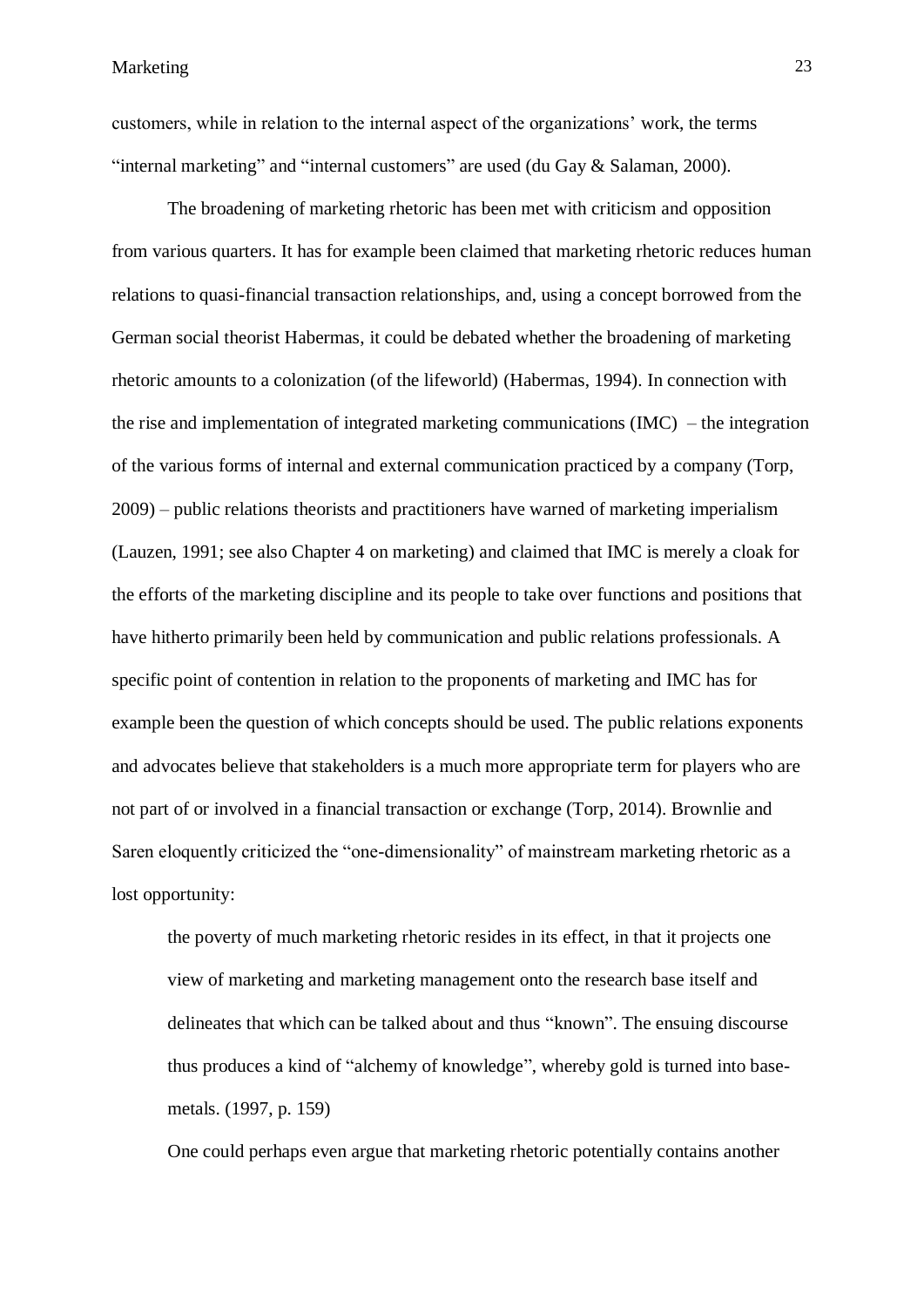customers, while in relation to the internal aspect of the organizations' work, the terms "internal marketing" and "internal customers" are used (du Gay & Salaman, 2000).

The broadening of marketing rhetoric has been met with criticism and opposition from various quarters. It has for example been claimed that marketing rhetoric reduces human relations to quasi-financial transaction relationships, and, using a concept borrowed from the German social theorist Habermas, it could be debated whether the broadening of marketing rhetoric amounts to a colonization (of the lifeworld) (Habermas, 1994). In connection with the rise and implementation of integrated marketing communications (IMC) – the integration of the various forms of internal and external communication practiced by a company (Torp, 2009) – public relations theorists and practitioners have warned of marketing imperialism (Lauzen, 1991; see also Chapter 4 on marketing) and claimed that IMC is merely a cloak for the efforts of the marketing discipline and its people to take over functions and positions that have hitherto primarily been held by communication and public relations professionals. A specific point of contention in relation to the proponents of marketing and IMC has for example been the question of which concepts should be used. The public relations exponents and advocates believe that stakeholders is a much more appropriate term for players who are not part of or involved in a financial transaction or exchange (Torp, 2014). Brownlie and Saren eloquently criticized the "one-dimensionality" of mainstream marketing rhetoric as a lost opportunity:

> the poverty of much marketing rhetoric resides in its effect, in that it projects one view of marketing and marketing management onto the research base itself and delineates that which can be talked about and thus "known". The ensuing discourse thus produces a kind of "alchemy of knowledge", whereby gold is turned into base-metals. (1997, p. 159)

One could perhaps even argue that marketing rhetoric potentially contains another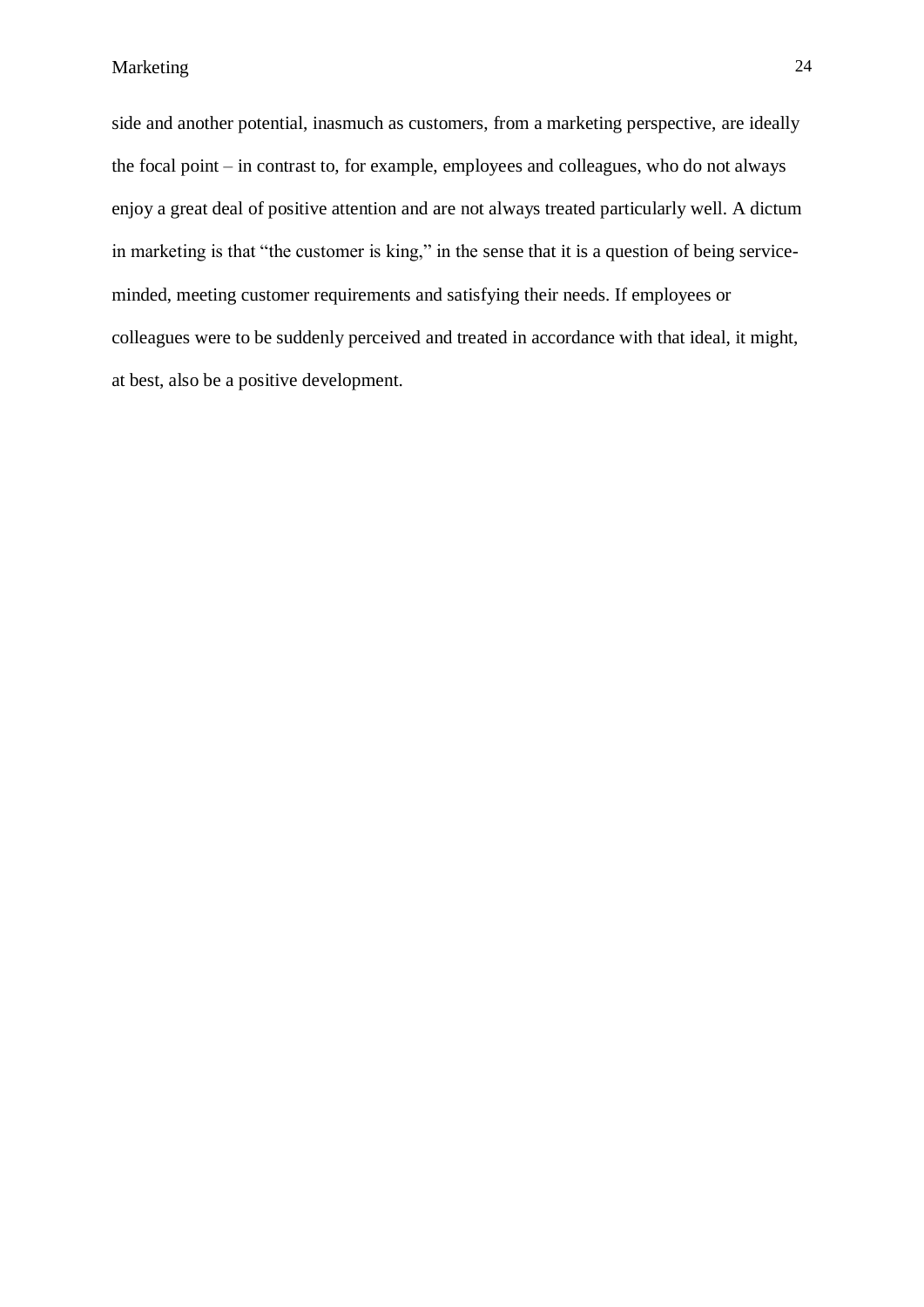side and another potential, inasmuch as customers, from a marketing perspective, are ideally the focal point – in contrast to, for example, employees and colleagues, who do not always enjoy a great deal of positive attention and are not always treated particularly well. A dictum in marketing is that "the customer is king," in the sense that it is a question of being service-minded, meeting customer requirements and satisfying their needs. If employees or colleagues were to be suddenly perceived and treated in accordance with that ideal, it might, at best, also be a positive development.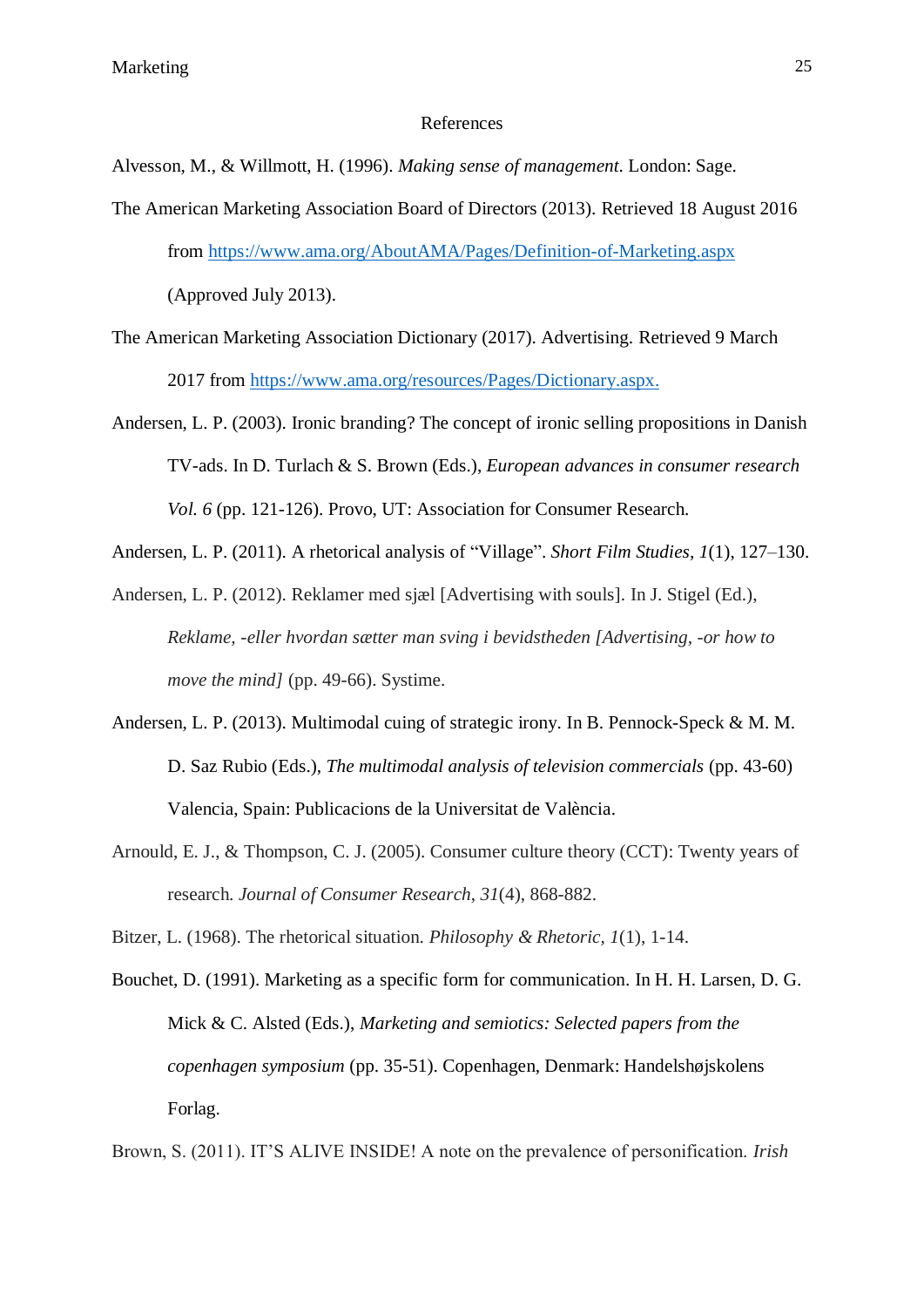# References

Alvesson, M., & Willmott, H. (1996). *Making sense of management*. London: Sage.

The American Marketing Association Board of Directors (2013). Retrieved 18 August 2016 from https://www.ama.org/AboutAMA/Pages/Definition-of-Marketing.aspx (Approved July 2013).

The American Marketing Association Dictionary (2017). Advertising. Retrieved 9 March 2017 from https://www.ama.org/resources/Pages/Dictionary.aspx.

Andersen, L. P. (2003). Ironic branding? The concept of ironic selling propositions in Danish TV-ads. In D. Turlach & S. Brown (Eds.), *European advances in consumer research Vol. 6* (pp. 121-126). Provo, UT: Association for Consumer Research.

Andersen, L. P. (2011). A rhetorical analysis of "Village". *Short Film Studies, 1*(1), 127–130.

Andersen, L. P. (2012). Reklamer med sjæl [Advertising with souls]. In J. Stigel (Ed.), *Reklame, -eller hvordan sætter man sving i bevidstheden [Advertising, -or how to move the mind]* (pp. 49-66). Systime.

Andersen, L. P. (2013). Multimodal cuing of strategic irony. In B. Pennock-Speck & M. M. D. Saz Rubio (Eds.), *The multimodal analysis of television commercials* (pp. 43-60) Valencia, Spain: Publicacions de la Universitat de València.

Arnould, E. J., & Thompson, C. J. (2005). Consumer culture theory (CCT): Twenty years of research. *Journal of Consumer Research, 31*(4), 868-882.

Bitzer, L. (1968). The rhetorical situation. *Philosophy & Rhetoric, 1*(1), 1-14.

Bouchet, D. (1991). Marketing as a specific form for communication. In H. H. Larsen, D. G. Mick & C. Alsted (Eds.), *Marketing and semiotics: Selected papers from the copenhagen symposium* (pp. 35-51). Copenhagen, Denmark: Handelshøjskolens Forlag.

Brown, S. (2011). IT'S ALIVE INSIDE! A note on the prevalence of personification. *Irish*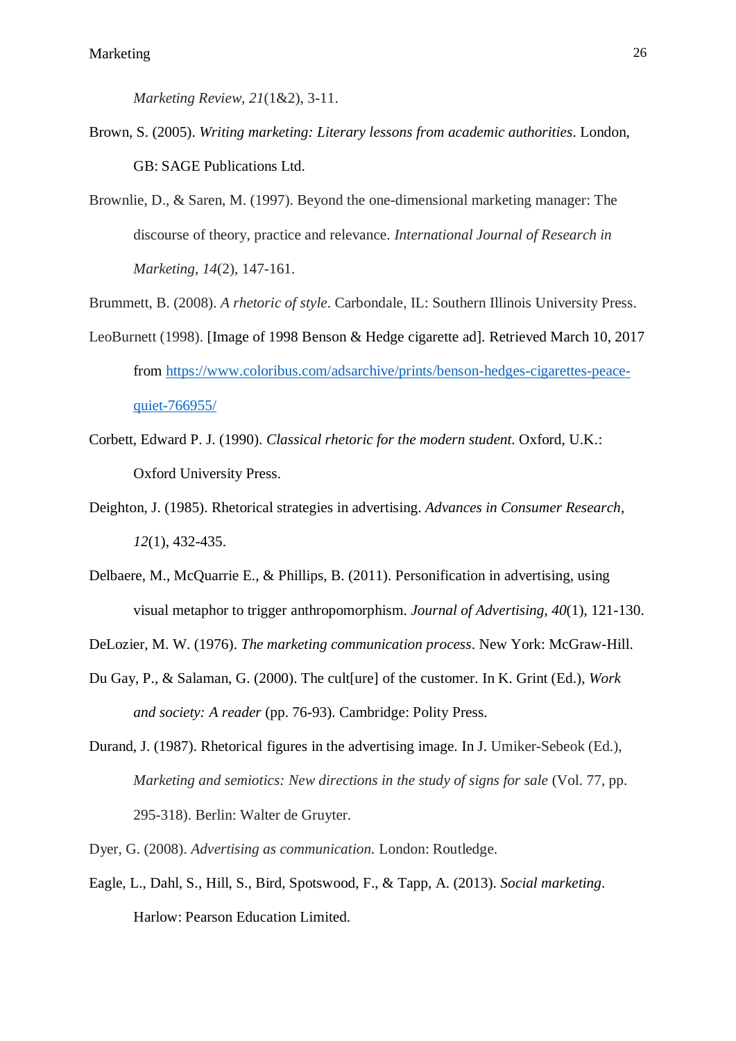*Marketing Review, 21*(1&2), 3-11.

Brown, S. (2005). *Writing marketing: Literary lessons from academic authorities*. London, GB: SAGE Publications Ltd.

Brownlie, D., & Saren, M. (1997). Beyond the one-dimensional marketing manager: The discourse of theory, practice and relevance. *International Journal of Research in Marketing, 14*(2), 147-161.

Brummett, B. (2008). *A rhetoric of style*. Carbondale, IL: Southern Illinois University Press.

LeoBurnett (1998). [Image of 1998 Benson & Hedge cigarette ad]. Retrieved March 10, 2017 from https://www.coloribus.com/adsarchive/prints/benson-hedges-cigarettes-peace-quiet-766955/

Corbett, Edward P. J. (1990). *Classical rhetoric for the modern student*. Oxford, U.K.: Oxford University Press.

Deighton, J. (1985). Rhetorical strategies in advertising. *Advances in Consumer Research, 12*(1), 432-435.

Delbaere, M., McQuarrie E., & Phillips, B. (2011). Personification in advertising, using visual metaphor to trigger anthropomorphism. *Journal of Advertising*, *40*(1), 121-130.

DeLozier, M. W. (1976). *The marketing communication process*. New York: McGraw-Hill.

Du Gay, P., & Salaman, G. (2000). The cult[ure] of the customer. In K. Grint (Ed.), *Work and society: A reader* (pp. 76-93). Cambridge: Polity Press.

Durand, J. (1987). Rhetorical figures in the advertising image. In J. Umiker-Sebeok (Ed.), *Marketing and semiotics: New directions in the study of signs for sale* (Vol. 77, pp. 295-318). Berlin: Walter de Gruyter.

Dyer, G. (2008). *Advertising as communication.* London: Routledge.

Eagle, L., Dahl, S., Hill, S., Bird, Spotswood, F., & Tapp, A. (2013). *Social marketing*. Harlow: Pearson Education Limited.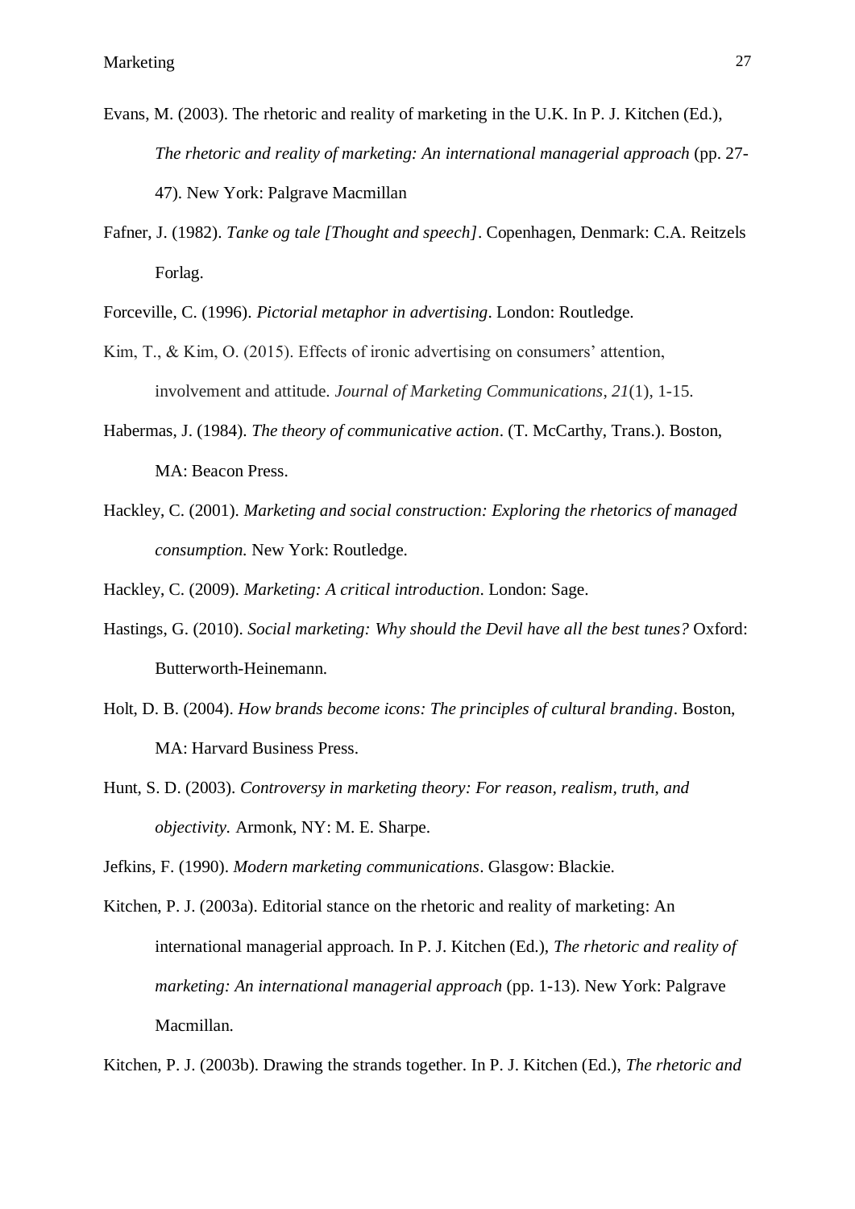Evans, M. (2003). The rhetoric and reality of marketing in the U.K. In P. J. Kitchen (Ed.), *The rhetoric and reality of marketing: An international managerial approach* (pp. 27-47). New York: Palgrave Macmillan

Fafner, J. (1982). *Tanke og tale [Thought and speech]*. Copenhagen, Denmark: C.A. Reitzels Forlag.

Forceville, C. (1996). *Pictorial metaphor in advertising*. London: Routledge.

Kim, T., & Kim, O. (2015). Effects of ironic advertising on consumers' attention, involvement and attitude. *Journal of Marketing Communications, 21*(1), 1-15.

Habermas, J. (1984). *The theory of communicative action*. (T. McCarthy, Trans.). Boston, MA: Beacon Press.

Hackley, C. (2001). *Marketing and social construction: Exploring the rhetorics of managed consumption.* New York: Routledge.

Hackley, C. (2009). *Marketing: A critical introduction*. London: Sage.

Hastings, G. (2010). *Social marketing: Why should the Devil have all the best tunes?* Oxford: Butterworth-Heinemann.

Holt, D. B. (2004). *How brands become icons: The principles of cultural branding*. Boston, MA: Harvard Business Press.

Hunt, S. D. (2003). *Controversy in marketing theory: For reason, realism, truth, and objectivity.* Armonk, NY: M. E. Sharpe.

Jefkins, F. (1990). *Modern marketing communications*. Glasgow: Blackie.

Kitchen, P. J. (2003a). Editorial stance on the rhetoric and reality of marketing: An international managerial approach. In P. J. Kitchen (Ed.), *The rhetoric and reality of marketing: An international managerial approach* (pp. 1-13). New York: Palgrave Macmillan.

Kitchen, P. J. (2003b). Drawing the strands together. In P. J. Kitchen (Ed.), *The rhetoric and*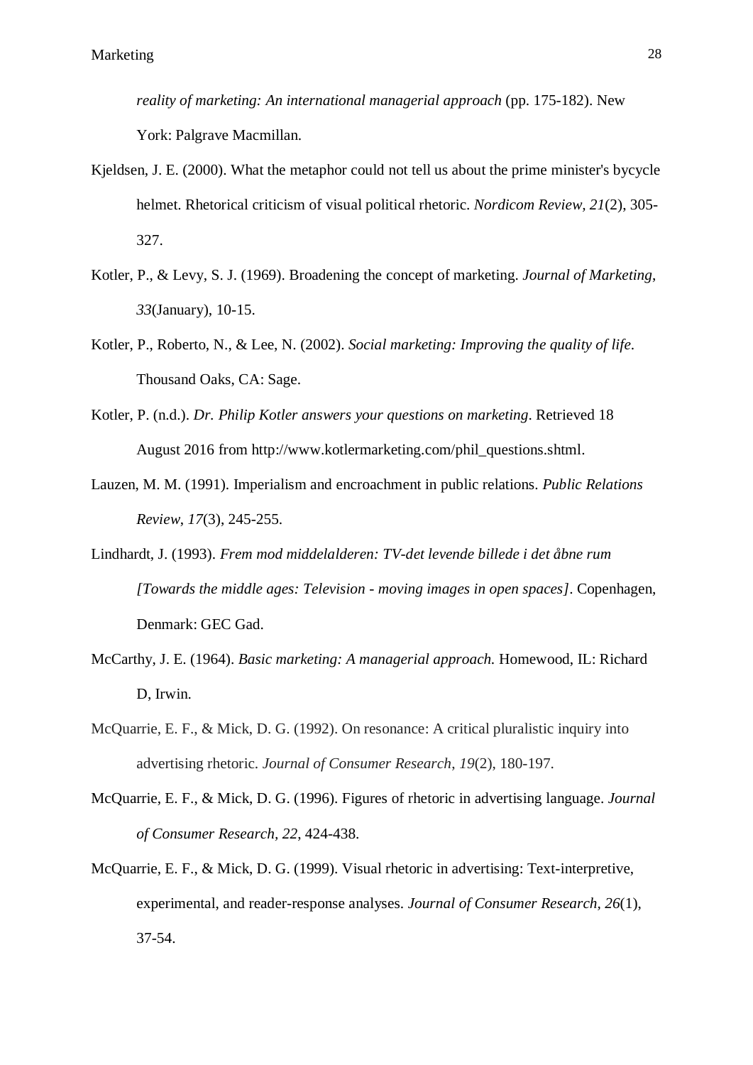*reality of marketing: An international managerial approach* (pp. 175-182). New York: Palgrave Macmillan.

Kjeldsen, J. E. (2000). What the metaphor could not tell us about the prime minister's bycycle helmet. Rhetorical criticism of visual political rhetoric. *Nordicom Review, 21*(2), 305-327.

Kotler, P., & Levy, S. J. (1969). Broadening the concept of marketing. *Journal of Marketing*, *33*(January), 10-15.

Kotler, P., Roberto, N., & Lee, N. (2002). *Social marketing: Improving the quality of life*. Thousand Oaks, CA: Sage.

Kotler, P. (n.d.). *Dr. Philip Kotler answers your questions on marketing*. Retrieved 18 August 2016 from http://www.kotlermarketing.com/phil_questions.shtml.

Lauzen, M. M. (1991). Imperialism and encroachment in public relations. *Public Relations Review*, *17*(3), 245-255.

Lindhardt, J. (1993). *Frem mod middelalderen: TV-det levende billede i det åbne rum [Towards the middle ages: Television - moving images in open spaces]*. Copenhagen, Denmark: GEC Gad.

McCarthy, J. E. (1964). *Basic marketing: A managerial approach.* Homewood, IL: Richard D, Irwin.

McQuarrie, E. F., & Mick, D. G. (1992). On resonance: A critical pluralistic inquiry into advertising rhetoric. *Journal of Consumer Research*, *19*(2), 180-197.

McQuarrie, E. F., & Mick, D. G. (1996). Figures of rhetoric in advertising language. *Journal of Consumer Research*, *22*, 424-438.

McQuarrie, E. F., & Mick, D. G. (1999). Visual rhetoric in advertising: Text-interpretive, experimental, and reader-response analyses. *Journal of Consumer Research, 26*(1), 37-54.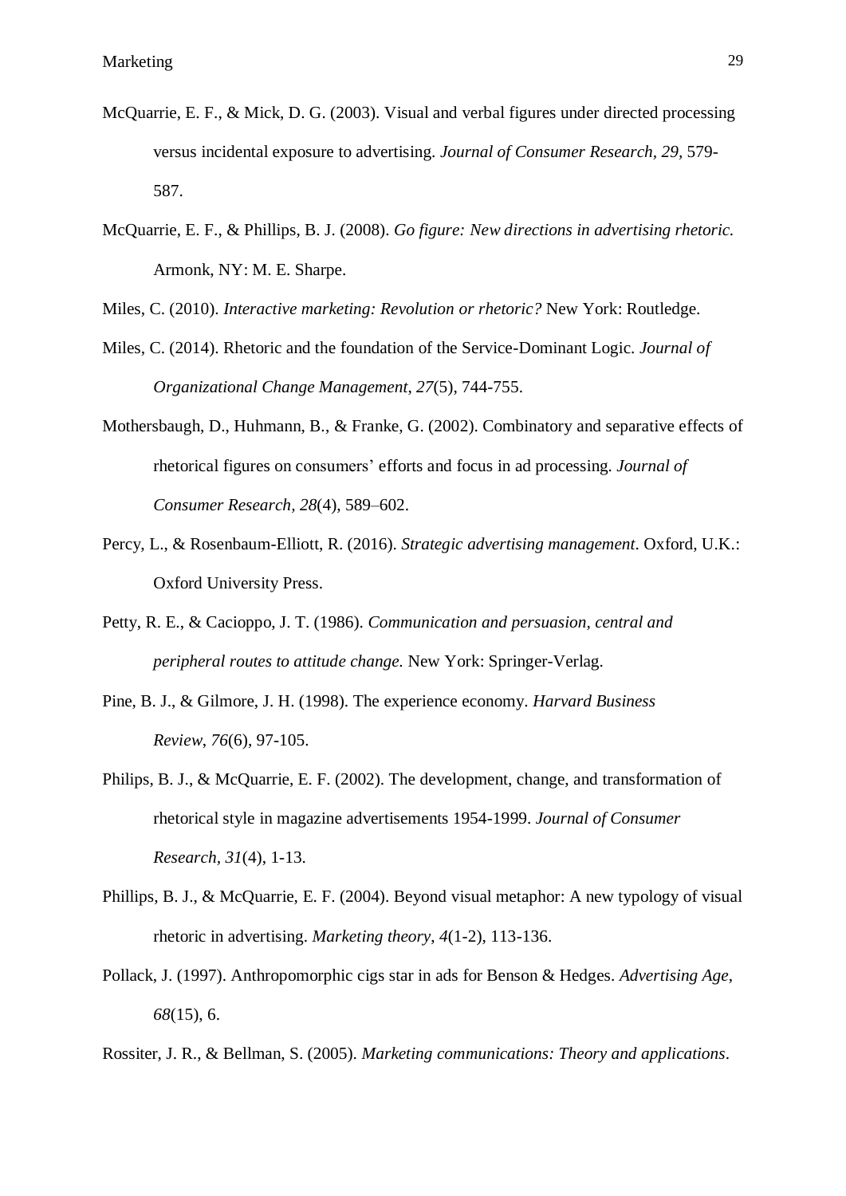McQuarrie, E. F., & Mick, D. G. (2003). Visual and verbal figures under directed processing versus incidental exposure to advertising. *Journal of Consumer Research, 29*, 579-587.

McQuarrie, E. F., & Phillips, B. J. (2008). *Go figure: New directions in advertising rhetoric.* Armonk, NY: M. E. Sharpe.

Miles, C. (2010). *Interactive marketing: Revolution or rhetoric?* New York: Routledge.

Miles, C. (2014). Rhetoric and the foundation of the Service-Dominant Logic. *Journal of Organizational Change Management*, *27*(5), 744-755.

Mothersbaugh, D., Huhmann, B., & Franke, G. (2002). Combinatory and separative effects of rhetorical figures on consumers' efforts and focus in ad processing. *Journal of Consumer Research, 28*(4), 589–602.

Percy, L., & Rosenbaum-Elliott, R. (2016). *Strategic advertising management*. Oxford, U.K.: Oxford University Press.

Petty, R. E., & Cacioppo, J. T. (1986). *Communication and persuasion, central and peripheral routes to attitude change.* New York: Springer-Verlag.

Pine, B. J., & Gilmore, J. H. (1998). The experience economy. *Harvard Business Review*, *76*(6), 97-105.

Philips, B. J., & McQuarrie, E. F. (2002). The development, change, and transformation of rhetorical style in magazine advertisements 1954-1999. *Journal of Consumer Research, 31*(4), 1-13.

Phillips, B. J., & McQuarrie, E. F. (2004). Beyond visual metaphor: A new typology of visual rhetoric in advertising. *Marketing theory*, *4*(1-2), 113-136.

Pollack, J. (1997). Anthropomorphic cigs star in ads for Benson & Hedges. *Advertising Age*, *68*(15), 6.

Rossiter, J. R., & Bellman, S. (2005). *Marketing communications: Theory and applications*.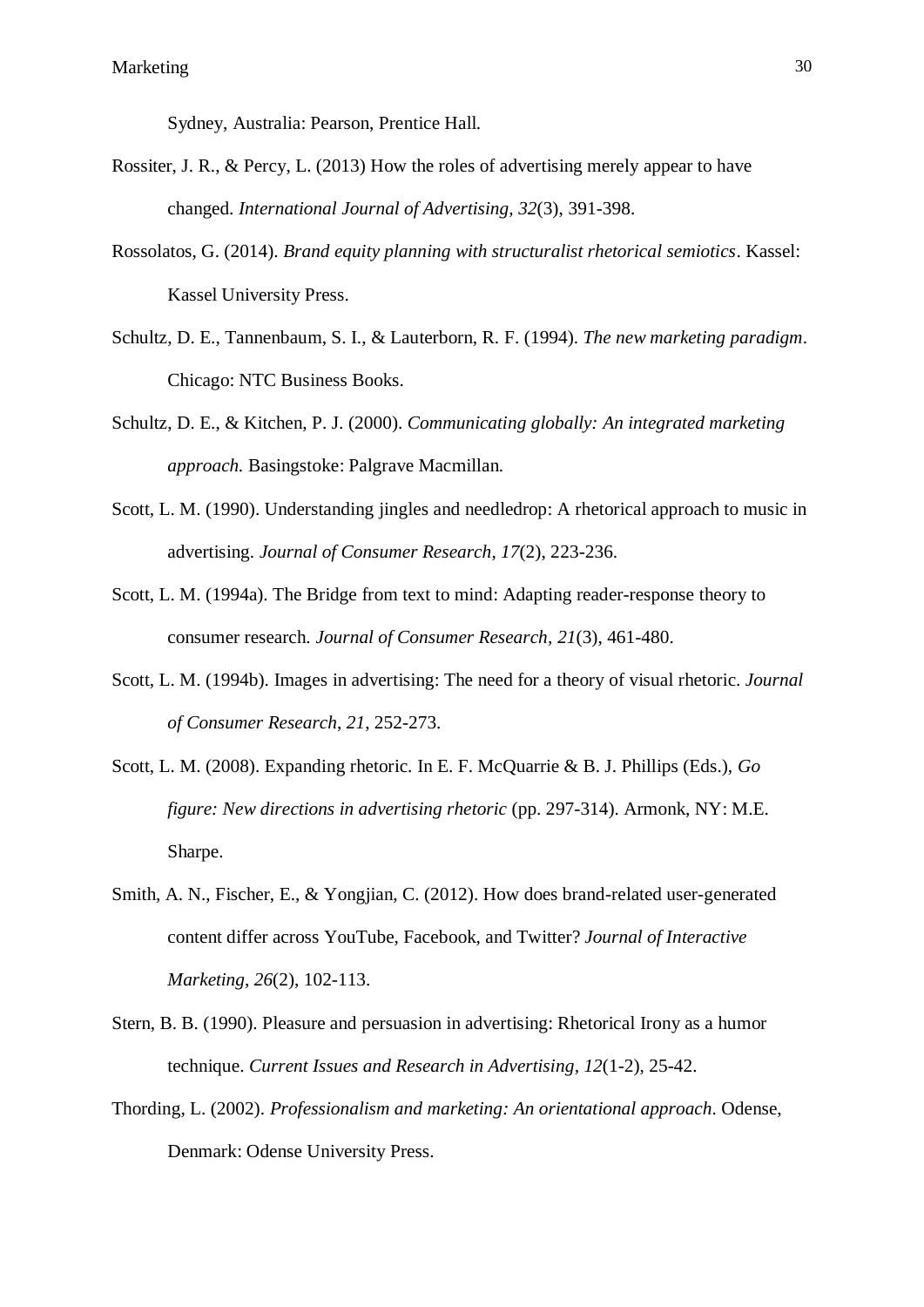Sydney, Australia: Pearson, Prentice Hall.

Rossiter, J. R., & Percy, L. (2013) How the roles of advertising merely appear to have changed. *International Journal of Advertising*, *32*(3), 391-398.

Rossolatos, G. (2014). *Brand equity planning with structuralist rhetorical semiotics*. Kassel: Kassel University Press.

Schultz, D. E., Tannenbaum, S. I., & Lauterborn, R. F. (1994). *The new marketing paradigm*. Chicago: NTC Business Books.

Schultz, D. E., & Kitchen, P. J. (2000). *Communicating globally: An integrated marketing approach.* Basingstoke: Palgrave Macmillan.

Scott, L. M. (1990). Understanding jingles and needledrop: A rhetorical approach to music in advertising. *Journal of Consumer Research*, *17*(2), 223-236.

Scott, L. M. (1994a). The Bridge from text to mind: Adapting reader-response theory to consumer research. *Journal of Consumer Research, 21*(3), 461-480.

Scott, L. M. (1994b). Images in advertising: The need for a theory of visual rhetoric. *Journal of Consumer Research*, *21*, 252-273.

Scott, L. M. (2008). Expanding rhetoric. In E. F. McQuarrie & B. J. Phillips (Eds.), *Go figure: New directions in advertising rhetoric* (pp. 297-314). Armonk, NY: M.E. Sharpe.

Smith, A. N., Fischer, E., & Yongjian, C. (2012). How does brand-related user-generated content differ across YouTube, Facebook, and Twitter? *Journal of Interactive Marketing*, *26*(2), 102-113.

Stern, B. B. (1990). Pleasure and persuasion in advertising: Rhetorical Irony as a humor technique. *Current Issues and Research in Advertising*, *12*(1-2), 25-42.

Thording, L. (2002). *Professionalism and marketing: An orientational approach*. Odense, Denmark: Odense University Press.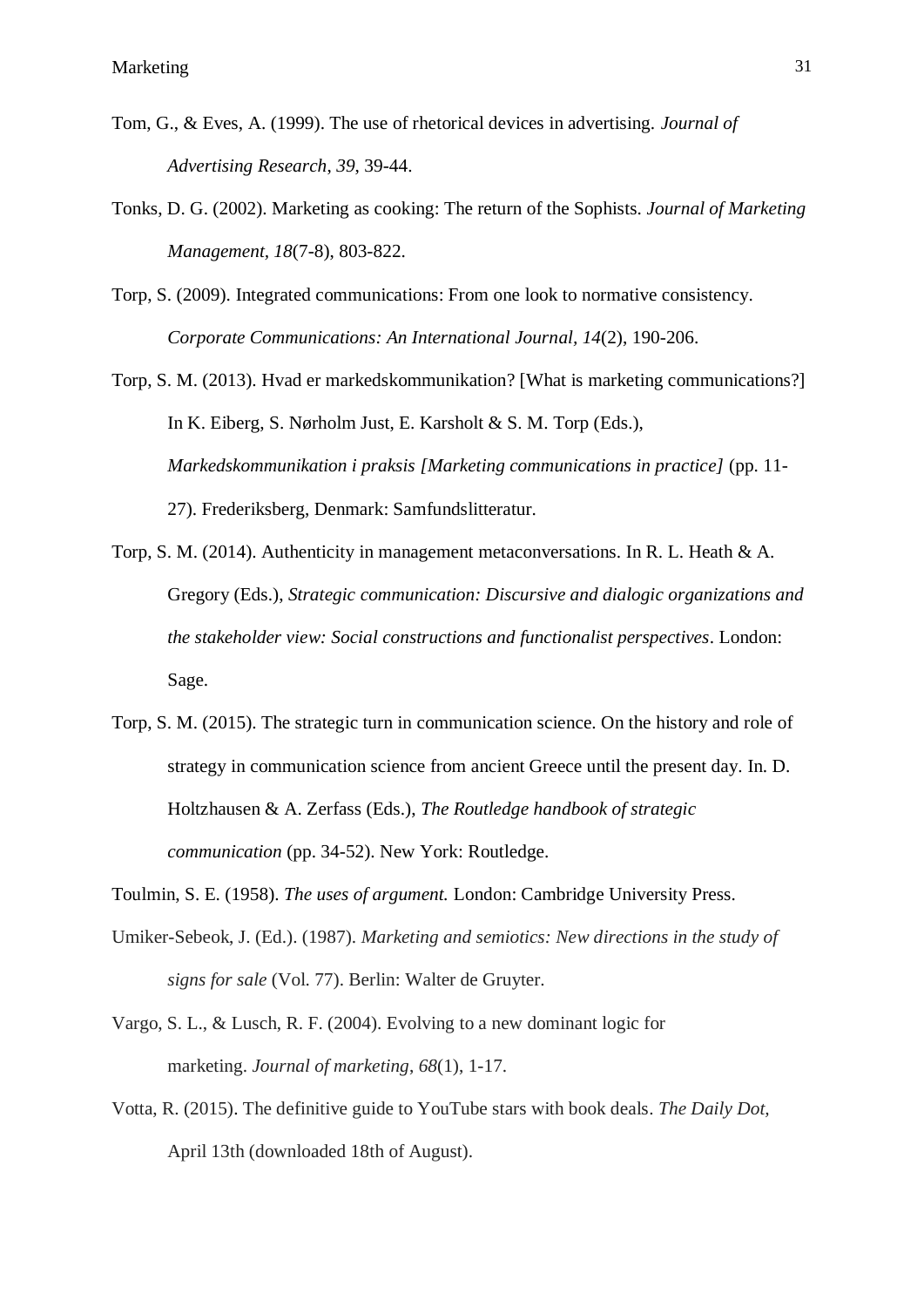Tom, G., & Eves, A. (1999). The use of rhetorical devices in advertising. *Journal of Advertising Research*, *39*, 39-44.

Tonks, D. G. (2002). Marketing as cooking: The return of the Sophists. *Journal of Marketing Management*, *18*(7-8), 803-822.

Torp, S. (2009). Integrated communications: From one look to normative consistency. *Corporate Communications: An International Journal*, *14*(2), 190-206.

Torp, S. M. (2013). Hvad er markedskommunikation? [What is marketing communications?] In K. Eiberg, S. Nørholm Just, E. Karsholt & S. M. Torp (Eds.), *Markedskommunikation i praksis [Marketing communications in practice]* (pp. 11-27). Frederiksberg, Denmark: Samfundslitteratur.

Torp, S. M. (2014). Authenticity in management metaconversations. In R. L. Heath & A. Gregory (Eds.), *Strategic communication: Discursive and dialogic organizations and the stakeholder view: Social constructions and functionalist perspectives*. London: Sage.

Torp, S. M. (2015). The strategic turn in communication science. On the history and role of strategy in communication science from ancient Greece until the present day. In. D. Holtzhausen & A. Zerfass (Eds.), *The Routledge handbook of strategic communication* (pp. 34-52). New York: Routledge.

Toulmin, S. E. (1958). *The uses of argument.* London: Cambridge University Press.

Umiker-Sebeok, J. (Ed.). (1987). *Marketing and semiotics: New directions in the study of signs for sale* (Vol. 77). Berlin: Walter de Gruyter.

Vargo, S. L., & Lusch, R. F. (2004). Evolving to a new dominant logic for marketing. *Journal of marketing*, *68*(1), 1-17.

Votta, R. (2015). The definitive guide to YouTube stars with book deals. *The Daily Dot,* April 13th (downloaded 18th of August).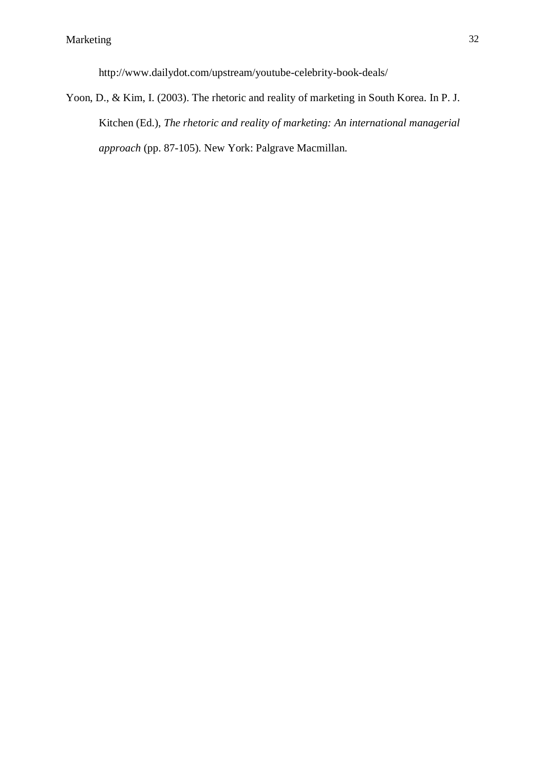http://www.dailydot.com/upstream/youtube-celebrity-book-deals/

Yoon, D., & Kim, I. (2003). The rhetoric and reality of marketing in South Korea. In P. J. Kitchen (Ed.), *The rhetoric and reality of marketing: An international managerial approach* (pp. 87-105). New York: Palgrave Macmillan.